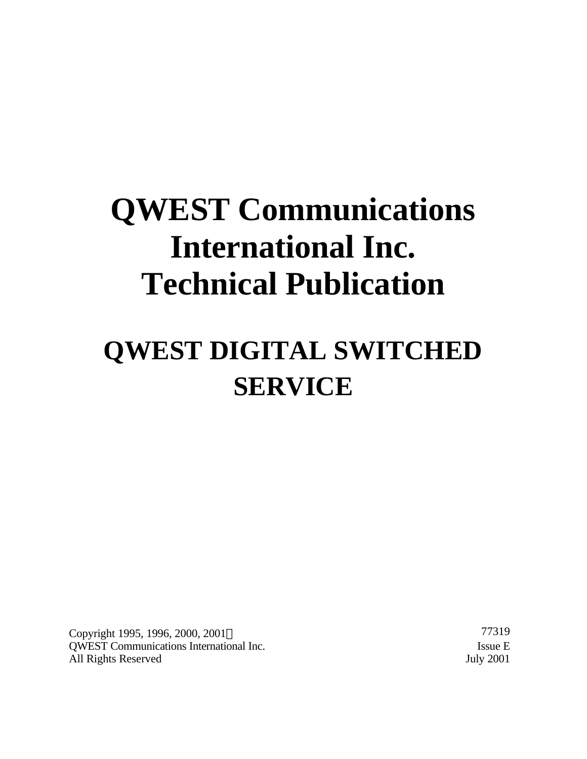# QWEST Communications International Inc. Technical Publication

## QWEST DIGITAL SWITCHED SERVICE

Copyright 1995, 1996, 2000, 2001©
QWEST Communications International Inc.
All Rights Reserved

77319
Issue E
July 2001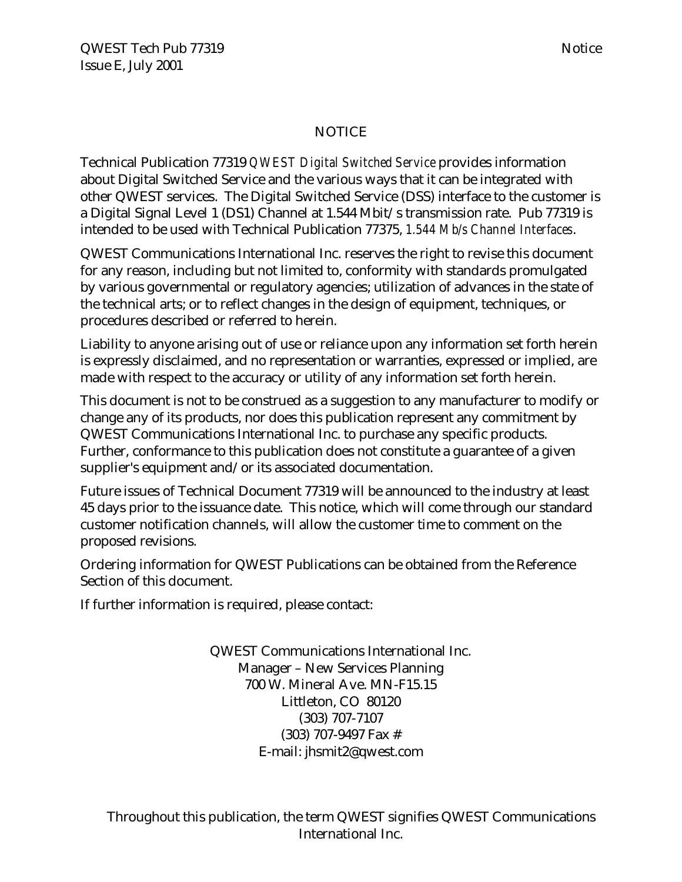# NOTICE

Technical Publication 77319 *QWEST Digital Switched Service* provides information about Digital Switched Service and the various ways that it can be integrated with other QWEST services. The Digital Switched Service (DSS) interface to the customer is a Digital Signal Level 1 (DS1) Channel at 1.544 Mbit/s transmission rate. Pub 77319 is intended to be used with Technical Publication 77375, *1.544 Mb/s Channel Interfaces*.

QWEST Communications International Inc. reserves the right to revise this document for any reason, including but not limited to, conformity with standards promulgated by various governmental or regulatory agencies; utilization of advances in the state of the technical arts; or to reflect changes in the design of equipment, techniques, or procedures described or referred to herein.

Liability to anyone arising out of use or reliance upon any information set forth herein is expressly disclaimed, and no representation or warranties, expressed or implied, are made with respect to the accuracy or utility of any information set forth herein.

This document is not to be construed as a suggestion to any manufacturer to modify or change any of its products, nor does this publication represent any commitment by QWEST Communications International Inc. to purchase any specific products. Further, conformance to this publication does not constitute a guarantee of a given supplier's equipment and/or its associated documentation.

Future issues of Technical Document 77319 will be announced to the industry at least 45 days prior to the issuance date. This notice, which will come through our standard customer notification channels, will allow the customer time to comment on the proposed revisions.

Ordering information for QWEST Publications can be obtained from the Reference Section of this document.

If further information is required, please contact:

QWEST Communications International Inc.
Manager – New Services Planning
700 W. Mineral Ave. MN-F15.15
Littleton, CO 80120
(303) 707-7107
(303) 707-9497 Fax #
E-mail: jhsmit2@qwest.com

Throughout this publication, the term QWEST signifies QWEST Communications International Inc.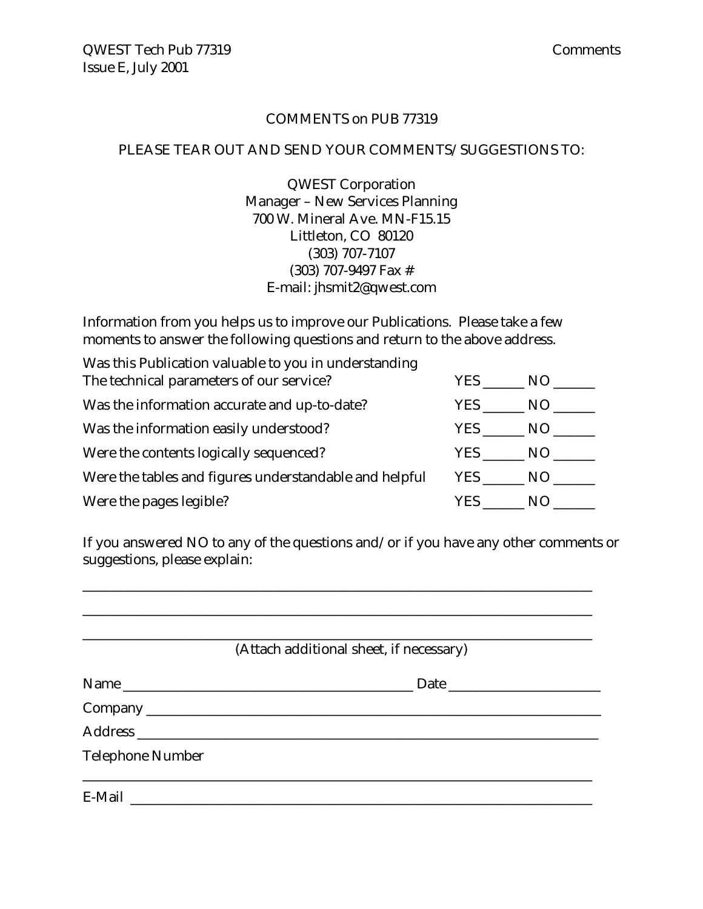# COMMENTS on PUB 77319

PLEASE TEAR OUT AND SEND YOUR COMMENTS/SUGGESTIONS TO:

QWEST Corporation
Manager – New Services Planning
700 W. Mineral Ave. MN-F15.15
Littleton, CO 80120
(303) 707-7107
(303) 707-9497 Fax #
E-mail: jhsmit2@qwest.com

Information from you helps us to improve our Publications. Please take a few moments to answer the following questions and return to the above address.

| | | |
|---|---|---|
| Was this Publication valuable to you in understanding The technical parameters of our service? | YES ______ | NO ______ |
| Was the information accurate and up-to-date? | YES ______ | NO ______ |
| Was the information easily understood? | YES ______ | NO ______ |
| Were the contents logically sequenced? | YES ______ | NO ______ |
| Were the tables and figures understandable and helpful | YES ______ | NO ______ |
| Were the pages legible? | YES ______ | NO ______ |

If you answered NO to any of the questions and/or if you have any other comments or suggestions, please explain:

______________________________________________________________________________

______________________________________________________________________________

______________________________________________________________________________

(Attach additional sheet, if necessary)

Name ____________________________________________ Date ______________________

Company _____________________________________________________________________

Address _____________________________________________________________________

Telephone Number

______________________________________________________________________________

E-Mail _______________________________________________________________________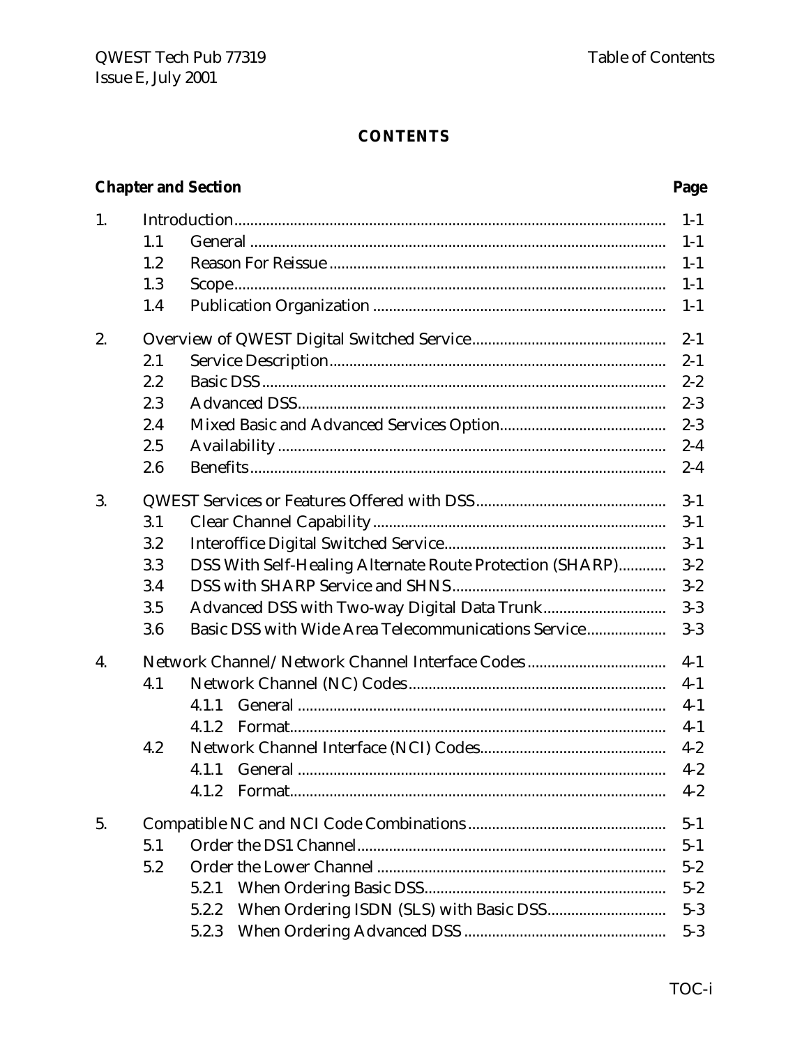**CONTENTS**

| Chapter and Section | | | Page |
|---|---|---|---|
| 1. | Introduction | | 1-1 |
| | 1.1 | General | 1-1 |
| | 1.2 | Reason For Reissue | 1-1 |
| | 1.3 | Scope | 1-1 |
| | 1.4 | Publication Organization | 1-1 |
| 2. | Overview of QWEST Digital Switched Service | | 2-1 |
| | 2.1 | Service Description | 2-1 |
| | 2.2 | Basic DSS | 2-2 |
| | 2.3 | Advanced DSS | 2-3 |
| | 2.4 | Mixed Basic and Advanced Services Option | 2-3 |
| | 2.5 | Availability | 2-4 |
| | 2.6 | Benefits | 2-4 |
| 3. | QWEST Services or Features Offered with DSS | | 3-1 |
| | 3.1 | Clear Channel Capability | 3-1 |
| | 3.2 | Interoffice Digital Switched Service | 3-1 |
| | 3.3 | DSS With Self-Healing Alternate Route Protection (SHARP) | 3-2 |
| | 3.4 | DSS with SHARP Service and SHNS | 3-2 |
| | 3.5 | Advanced DSS with Two-way Digital Data Trunk | 3-3 |
| | 3.6 | Basic DSS with Wide Area Telecommunications Service | 3-3 |
| 4. | Network Channel/Network Channel Interface Codes | | 4-1 |
| | 4.1 | Network Channel (NC) Codes | 4-1 |
| | | 4.1.1 General | 4-1 |
| | | 4.1.2 Format | 4-1 |
| | 4.2 | Network Channel Interface (NCI) Codes | 4-2 |
| | | 4.1.1 General | 4-2 |
| | | 4.1.2 Format | 4-2 |
| 5. | Compatible NC and NCI Code Combinations | | 5-1 |
| | 5.1 | Order the DS1 Channel | 5-1 |
| | 5.2 | Order the Lower Channel | 5-2 |
| | | 5.2.1 When Ordering Basic DSS | 5-2 |
| | | 5.2.2 When Ordering ISDN (SLS) with Basic DSS | 5-3 |
| | | 5.2.3 When Ordering Advanced DSS | 5-3 |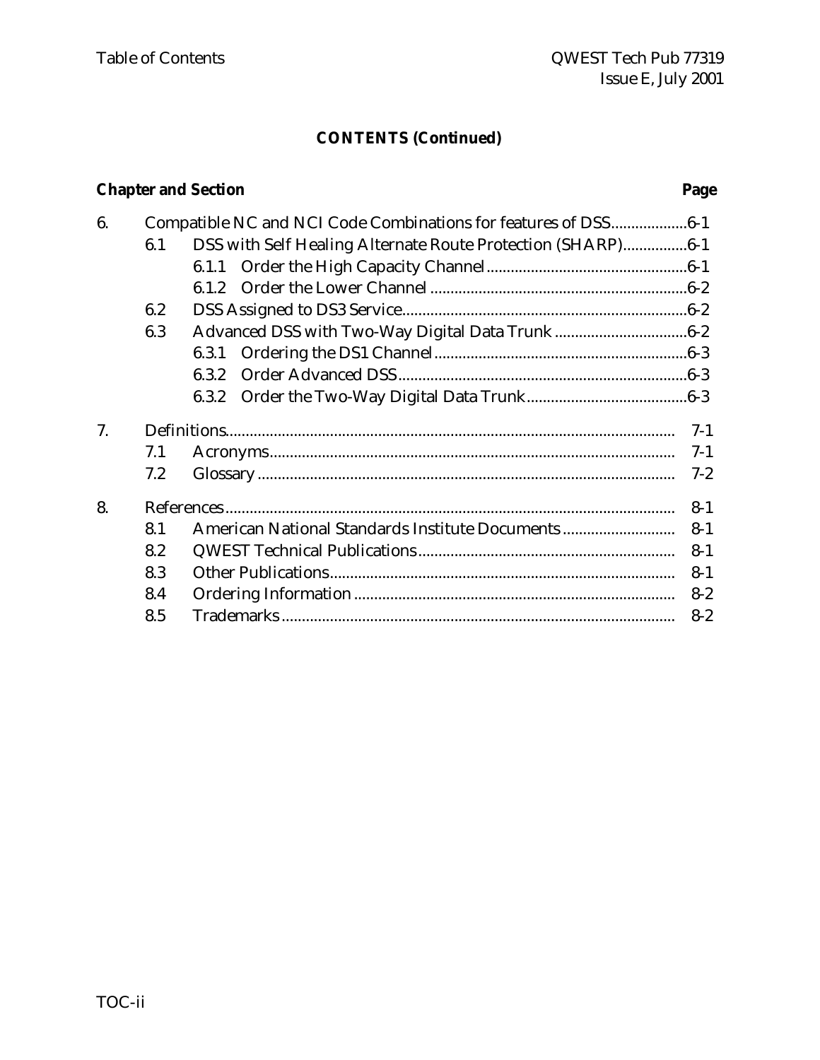## CONTENTS (Continued)

| Chapter and Section | | | Page |
|---|---|---|---|
| 6. | Compatible NC and NCI Code Combinations for features of DSS | | 6-1 |
| | 6.1 | DSS with Self Healing Alternate Route Protection (SHARP) | 6-1 |
| | | 6.1.1 Order the High Capacity Channel | 6-1 |
| | | 6.1.2 Order the Lower Channel | 6-2 |
| | 6.2 | DSS Assigned to DS3 Service | 6-2 |
| | 6.3 | Advanced DSS with Two-Way Digital Data Trunk | 6-2 |
| | | 6.3.1 Ordering the DS1 Channel | 6-3 |
| | | 6.3.2 Order Advanced DSS | 6-3 |
| | | 6.3.2 Order the Two-Way Digital Data Trunk | 6-3 |
| 7. | Definitions | | 7-1 |
| | 7.1 | Acronyms | 7-1 |
| | 7.2 | Glossary | 7-2 |
| 8. | References | | 8-1 |
| | 8.1 | American National Standards Institute Documents | 8-1 |
| | 8.2 | QWEST Technical Publications | 8-1 |
| | 8.3 | Other Publications | 8-1 |
| | 8.4 | Ordering Information | 8-2 |
| | 8.5 | Trademarks | 8-2 |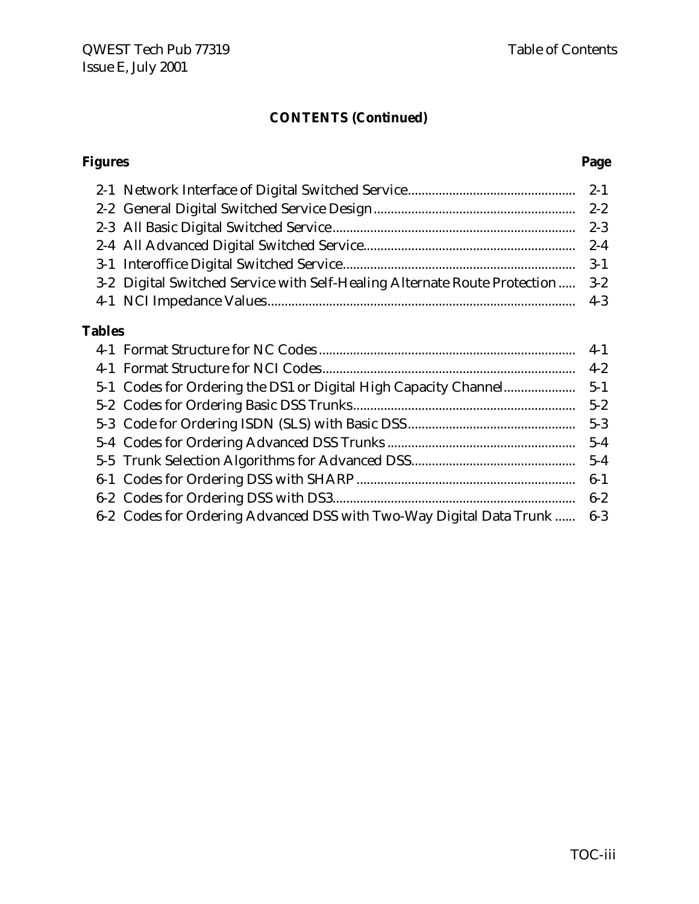## CONTENTS (Continued)

| Figures | | Page |
|---|---|---|
| 2-1 | Network Interface of Digital Switched Service | 2-1 |
| 2-2 | General Digital Switched Service Design | 2-2 |
| 2-3 | All Basic Digital Switched Service | 2-3 |
| 2-4 | All Advanced Digital Switched Service | 2-4 |
| 3-1 | Interoffice Digital Switched Service | 3-1 |
| 3-2 | Digital Switched Service with Self-Healing Alternate Route Protection | 3-2 |
| 4-1 | NCI Impedance Values | 4-3 |

| Tables | | |
|---|---|---|
| 4-1 | Format Structure for NC Codes | 4-1 |
| 4-1 | Format Structure for NCI Codes | 4-2 |
| 5-1 | Codes for Ordering the DS1 or Digital High Capacity Channel | 5-1 |
| 5-2 | Codes for Ordering Basic DSS Trunks | 5-2 |
| 5-3 | Code for Ordering ISDN (SLS) with Basic DSS | 5-3 |
| 5-4 | Codes for Ordering Advanced DSS Trunks | 5-4 |
| 5-5 | Trunk Selection Algorithms for Advanced DSS | 5-4 |
| 6-1 | Codes for Ordering DSS with SHARP | 6-1 |
| 6-2 | Codes for Ordering DSS with DS3 | 6-2 |
| 6-2 | Codes for Ordering Advanced DSS with Two-Way Digital Data Trunk | 6-3 |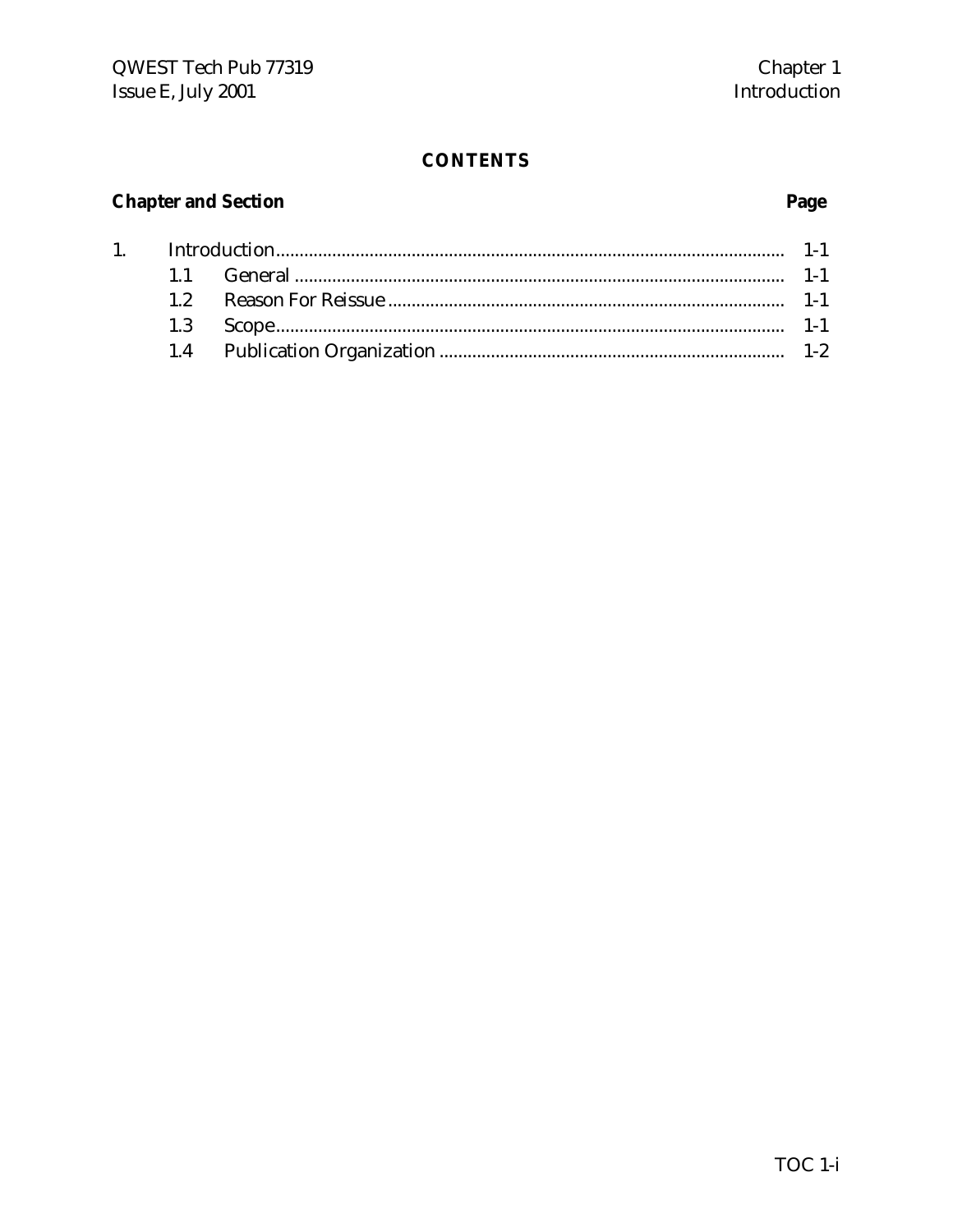# CONTENTS

| Chapter and Section | | Page |
|---|---|---|
| 1. | Introduction | 1-1 |
| | 1.1 General | 1-1 |
| | 1.2 Reason For Reissue | 1-1 |
| | 1.3 Scope | 1-1 |
| | 1.4 Publication Organization | 1-2 |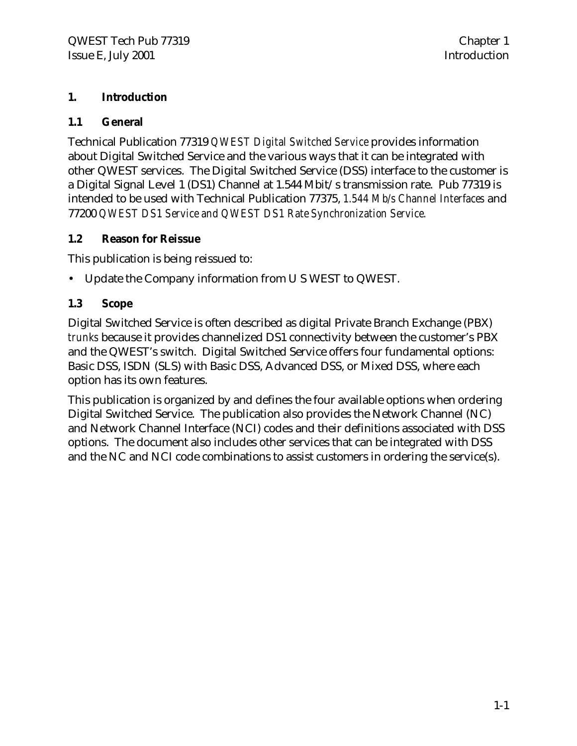# 1. Introduction

## 1.1 General

Technical Publication 77319 *QWEST Digital Switched Service* provides information about Digital Switched Service and the various ways that it can be integrated with other QWEST services. The Digital Switched Service (DSS) interface to the customer is a Digital Signal Level 1 (DS1) Channel at 1.544 Mbit/s transmission rate. Pub 77319 is intended to be used with Technical Publication 77375, *1.544 Mb/s Channel Interfaces* and 77200 *QWEST DS1 Service and QWEST DS1 Rate Synchronization Service.*

## 1.2 Reason for Reissue

This publication is being reissued to:

- Update the Company information from U S WEST to QWEST.

## 1.3 Scope

Digital Switched Service is often described as digital Private Branch Exchange (PBX) *trunks* because it provides channelized DS1 connectivity between the customer's PBX and the QWEST's switch. Digital Switched Service offers four fundamental options: Basic DSS, ISDN (SLS) with Basic DSS, Advanced DSS, or Mixed DSS, where each option has its own features.

This publication is organized by and defines the four available options when ordering Digital Switched Service. The publication also provides the Network Channel (NC) and Network Channel Interface (NCI) codes and their definitions associated with DSS options. The document also includes other services that can be integrated with DSS and the NC and NCI code combinations to assist customers in ordering the service(s).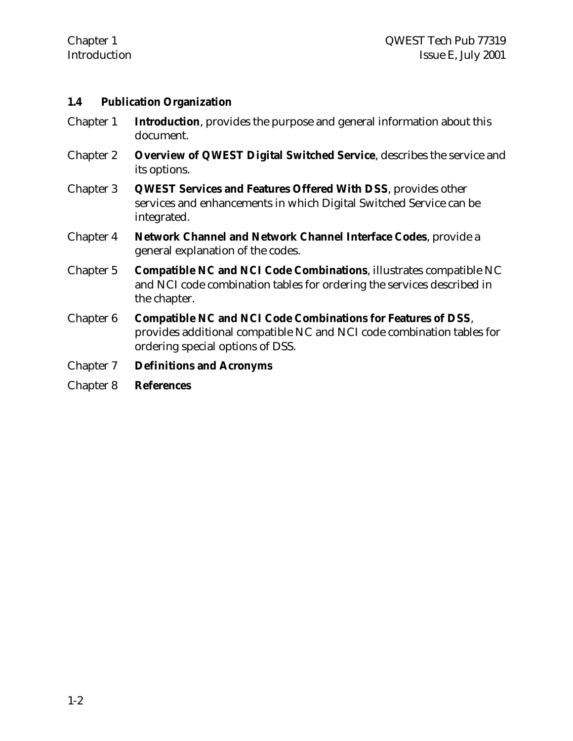## 1.4 Publication Organization

Chapter 1 **Introduction**, provides the purpose and general information about this document.

Chapter 2 **Overview of QWEST Digital Switched Service**, describes the service and its options.

Chapter 3 **QWEST Services and Features Offered With DSS**, provides other services and enhancements in which Digital Switched Service can be integrated.

Chapter 4 **Network Channel and Network Channel Interface Codes**, provide a general explanation of the codes.

Chapter 5 **Compatible NC and NCI Code Combinations**, illustrates compatible NC and NCI code combination tables for ordering the services described in the chapter.

Chapter 6 **Compatible NC and NCI Code Combinations for Features of DSS**, provides additional compatible NC and NCI code combination tables for ordering special options of DSS.

Chapter 7 **Definitions and Acronyms**

Chapter 8 **References**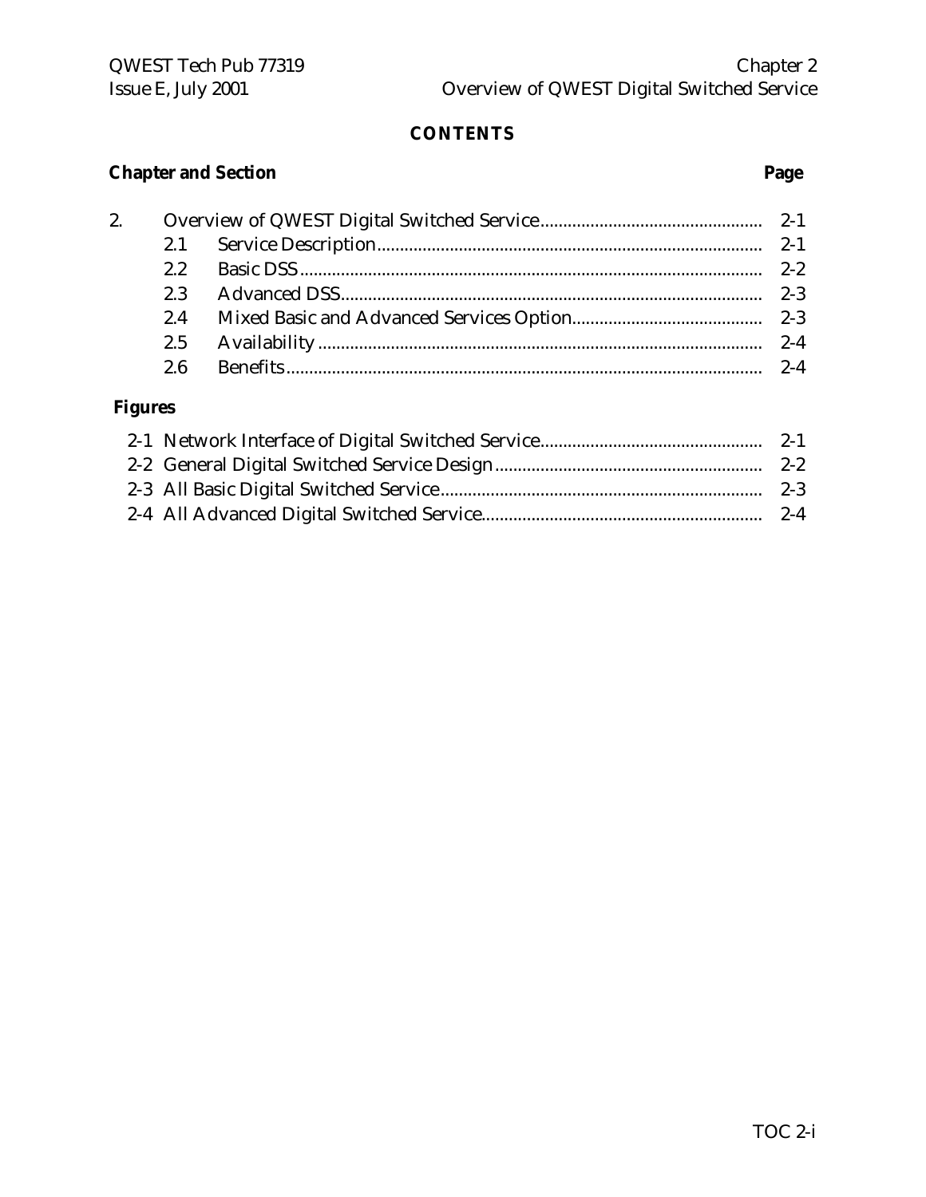## CONTENTS

| Chapter and Section | | Page |
|---|---|---|
| 2. | Overview of QWEST Digital Switched Service | 2-1 |
| 2.1 | Service Description | 2-1 |
| 2.2 | Basic DSS | 2-2 |
| 2.3 | Advanced DSS | 2-3 |
| 2.4 | Mixed Basic and Advanced Services Option | 2-3 |
| 2.5 | Availability | 2-4 |
| 2.6 | Benefits | 2-4 |

**Figures**

| Figure | | Page |
|---|---|---|
| 2-1 | Network Interface of Digital Switched Service | 2-1 |
| 2-2 | General Digital Switched Service Design | 2-2 |
| 2-3 | All Basic Digital Switched Service | 2-3 |
| 2-4 | All Advanced Digital Switched Service | 2-4 |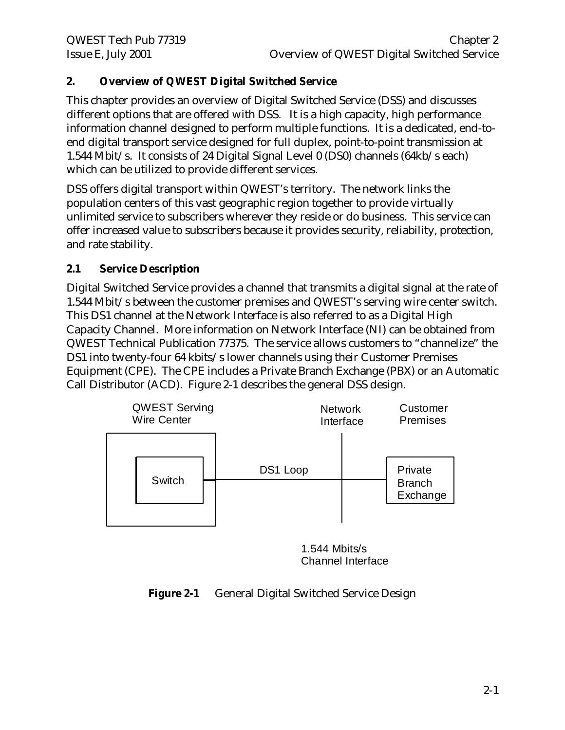## 2. Overview of QWEST Digital Switched Service

This chapter provides an overview of Digital Switched Service (DSS) and discusses different options that are offered with DSS. It is a high capacity, high performance information channel designed to perform multiple functions. It is a dedicated, end-to-end digital transport service designed for full duplex, point-to-point transmission at 1.544 Mbit/s. It consists of 24 Digital Signal Level 0 (DS0) channels (64kb/s each) which can be utilized to provide different services.

DSS offers digital transport within QWEST's territory. The network links the population centers of this vast geographic region together to provide virtually unlimited service to subscribers wherever they reside or do business. This service can offer increased value to subscribers because it provides security, reliability, protection, and rate stability.

### 2.1 Service Description

Digital Switched Service provides a channel that transmits a digital signal at the rate of 1.544 Mbit/s between the customer premises and QWEST's serving wire center switch. This DS1 channel at the Network Interface is also referred to as a Digital High Capacity Channel. More information on Network Interface (NI) can be obtained from QWEST Technical Publication 77375. The service allows customers to "channelize" the DS1 into twenty-four 64 kbits/s lower channels using their Customer Premises Equipment (CPE). The CPE includes a Private Branch Exchange (PBX) or an Automatic Call Distributor (ACD). Figure 2-1 describes the general DSS design.

QWEST Serving Wire Center — Switch — DS1 Loop — Network Interface — Customer Premises — Private Branch Exchange

1.544 Mbits/s Channel Interface

**Figure 2-1** General Digital Switched Service Design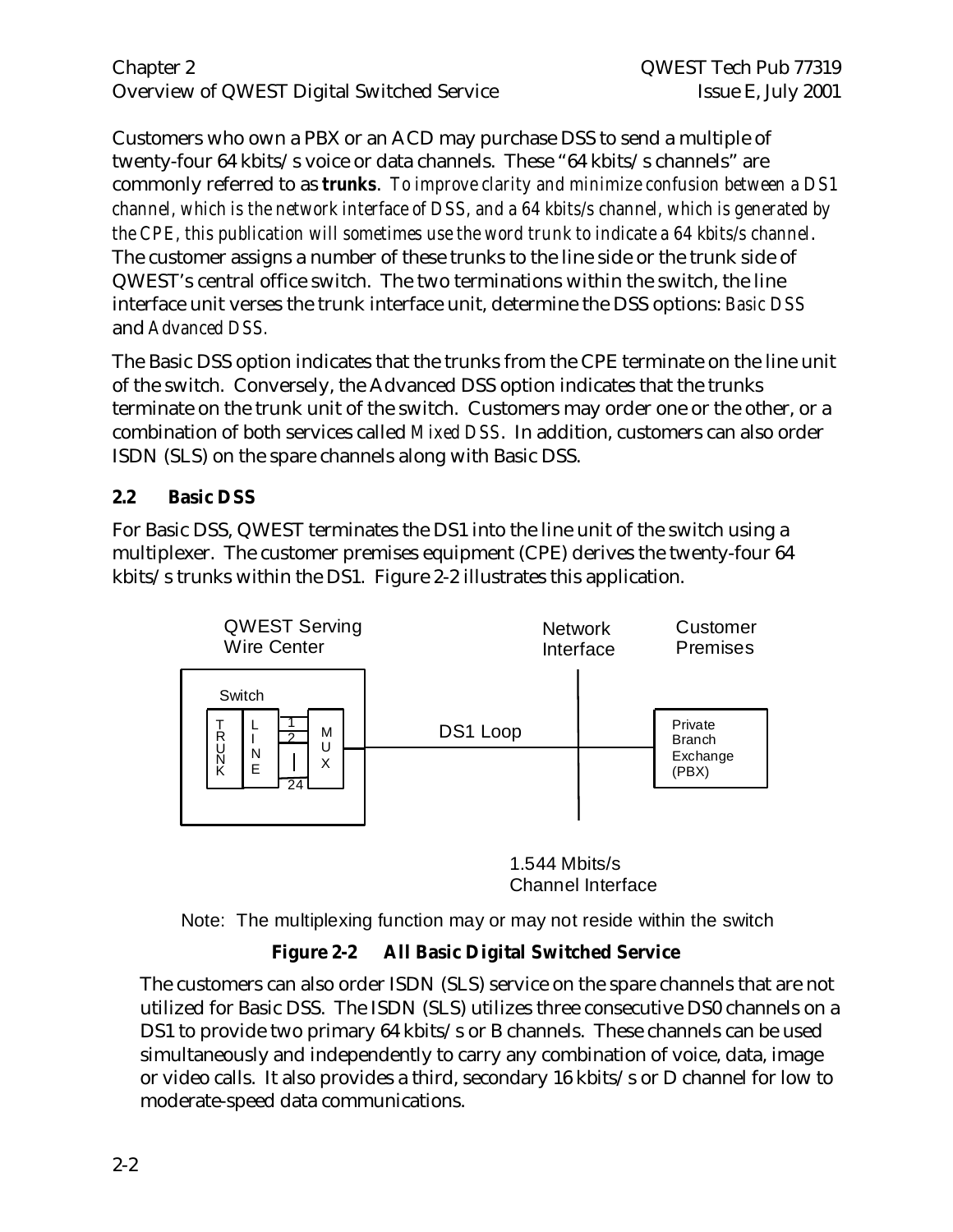Customers who own a PBX or an ACD may purchase DSS to send a multiple of twenty-four 64 kbits/s voice or data channels. These "64 kbits/s channels" are commonly referred to as **trunks**. *To improve clarity and minimize confusion between a DS1 channel, which is the network interface of DSS, and a 64 kbits/s channel, which is generated by the CPE, this publication will sometimes use the word trunk to indicate a 64 kbits/s channel*. The customer assigns a number of these trunks to the line side or the trunk side of QWEST's central office switch. The two terminations within the switch, the line interface unit verses the trunk interface unit, determine the DSS options: *Basic DSS* and *Advanced DSS.*

The Basic DSS option indicates that the trunks from the CPE terminate on the line unit of the switch. Conversely, the Advanced DSS option indicates that the trunks terminate on the trunk unit of the switch. Customers may order one or the other, or a combination of both services called *Mixed DSS*. In addition, customers can also order ISDN (SLS) on the spare channels along with Basic DSS.

## 2.2 Basic DSS

For Basic DSS, QWEST terminates the DS1 into the line unit of the switch using a multiplexer. The customer premises equipment (CPE) derives the twenty-four 64 kbits/s trunks within the DS1. Figure 2-2 illustrates this application.

QWEST Serving Wire Center — Switch (TRUNK, LINE, 1, 2, 24, MUX) — DS1 Loop — Network Interface — Customer Premises — Private Branch Exchange (PBX)

1.544 Mbits/s Channel Interface

Note: The multiplexing function may or may not reside within the switch

**Figure 2-2 All Basic Digital Switched Service**

The customers can also order ISDN (SLS) service on the spare channels that are not utilized for Basic DSS. The ISDN (SLS) utilizes three consecutive DS0 channels on a DS1 to provide two primary 64 kbits/s or B channels. These channels can be used simultaneously and independently to carry any combination of voice, data, image or video calls. It also provides a third, secondary 16 kbits/s or D channel for low to moderate-speed data communications.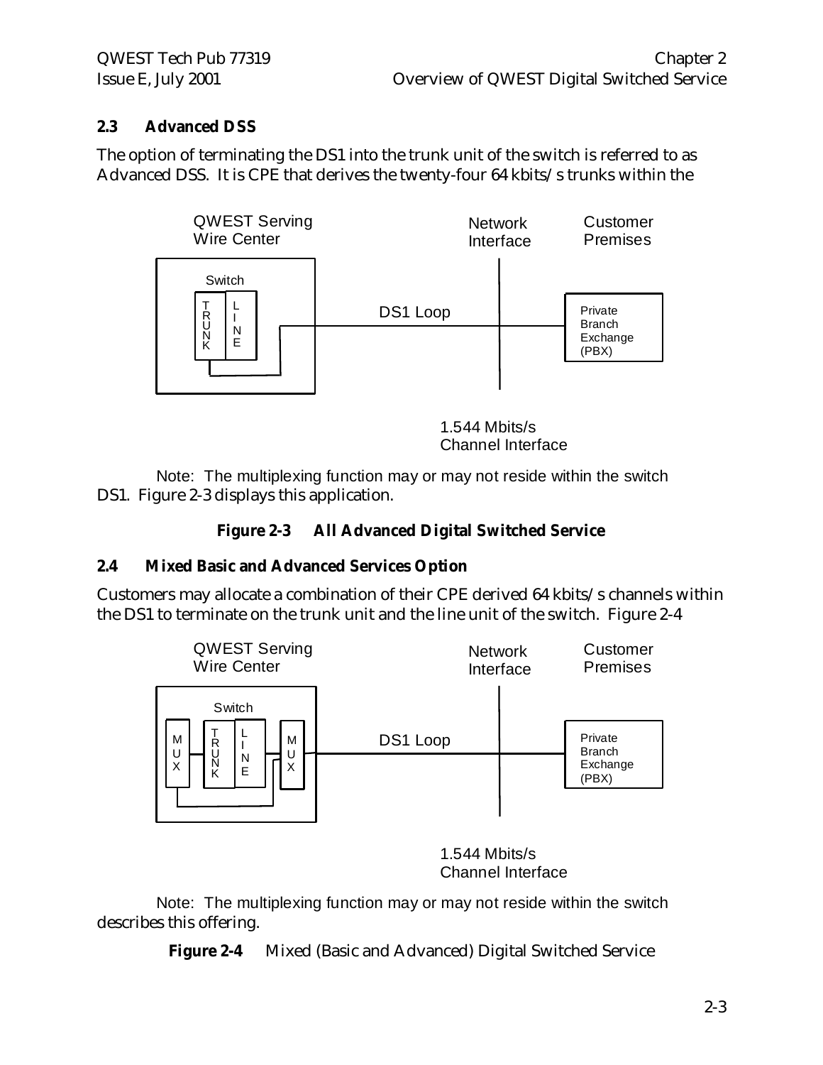## 2.3 Advanced DSS

The option of terminating the DS1 into the trunk unit of the switch is referred to as Advanced DSS. It is CPE that derives the twenty-four 64 kbits/s trunks within the DS1. Figure 2-3 displays this application.

QWEST Serving Wire Center

Switch

TRUNK

LINE

DS1 Loop

Network Interface

Customer Premises

Private Branch Exchange (PBX)

1.544 Mbits/s Channel Interface

Note: The multiplexing function may or may not reside within the switch

**Figure 2-3 All Advanced Digital Switched Service**

## 2.4 Mixed Basic and Advanced Services Option

Customers may allocate a combination of their CPE derived 64 kbits/s channels within the DS1 to terminate on the trunk unit and the line unit of the switch. Figure 2-4 describes this offering.

QWEST Serving Wire Center

Switch

MUX

TRUNK

LINE

MUX

DS1 Loop

Network Interface

Customer Premises

Private Branch Exchange (PBX)

1.544 Mbits/s Channel Interface

Note: The multiplexing function may or may not reside within the switch

**Figure 2-4** Mixed (Basic and Advanced) Digital Switched Service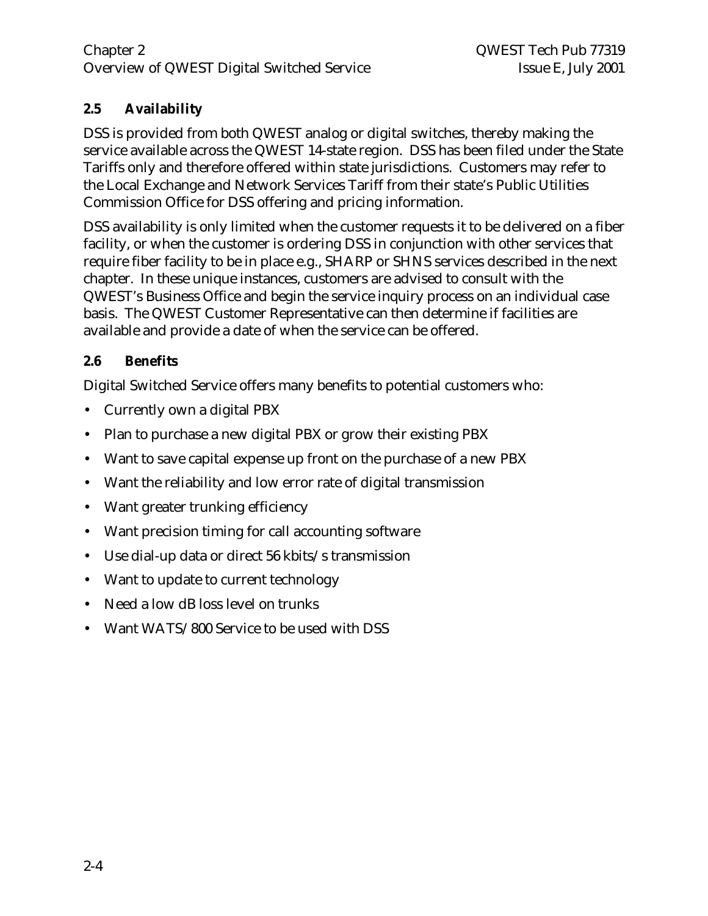## 2.5 Availability

DSS is provided from both QWEST analog or digital switches, thereby making the service available across the QWEST 14-state region. DSS has been filed under the State Tariffs only and therefore offered within state jurisdictions. Customers may refer to the Local Exchange and Network Services Tariff from their state's Public Utilities Commission Office for DSS offering and pricing information.

DSS availability is only limited when the customer requests it to be delivered on a fiber facility, or when the customer is ordering DSS in conjunction with other services that require fiber facility to be in place e.g., SHARP or SHNS services described in the next chapter. In these unique instances, customers are advised to consult with the QWEST's Business Office and begin the service inquiry process on an individual case basis. The QWEST Customer Representative can then determine if facilities are available and provide a date of when the service can be offered.

## 2.6 Benefits

Digital Switched Service offers many benefits to potential customers who:

- Currently own a digital PBX
- Plan to purchase a new digital PBX or grow their existing PBX
- Want to save capital expense up front on the purchase of a new PBX
- Want the reliability and low error rate of digital transmission
- Want greater trunking efficiency
- Want precision timing for call accounting software
- Use dial-up data or direct 56 kbits/s transmission
- Want to update to current technology
- Need a low dB loss level on trunks
- Want WATS/800 Service to be used with DSS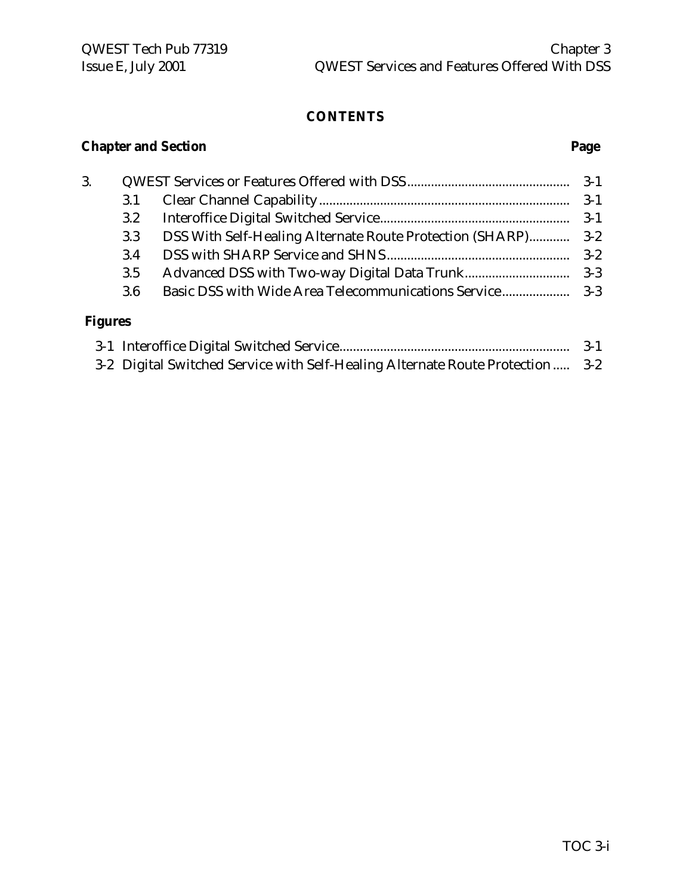# CONTENTS

**Chapter and Section** **Page**

| | | | |
|---|---|---|---|
| 3. | | QWEST Services or Features Offered with DSS | 3-1 |
| | 3.1 | Clear Channel Capability | 3-1 |
| | 3.2 | Interoffice Digital Switched Service | 3-1 |
| | 3.3 | DSS With Self-Healing Alternate Route Protection (SHARP) | 3-2 |
| | 3.4 | DSS with SHARP Service and SHNS | 3-2 |
| | 3.5 | Advanced DSS with Two-way Digital Data Trunk | 3-3 |
| | 3.6 | Basic DSS with Wide Area Telecommunications Service | 3-3 |

**Figures**

| | | |
|---|---|---|
| 3-1 | Interoffice Digital Switched Service | 3-1 |
| 3-2 | Digital Switched Service with Self-Healing Alternate Route Protection | 3-2 |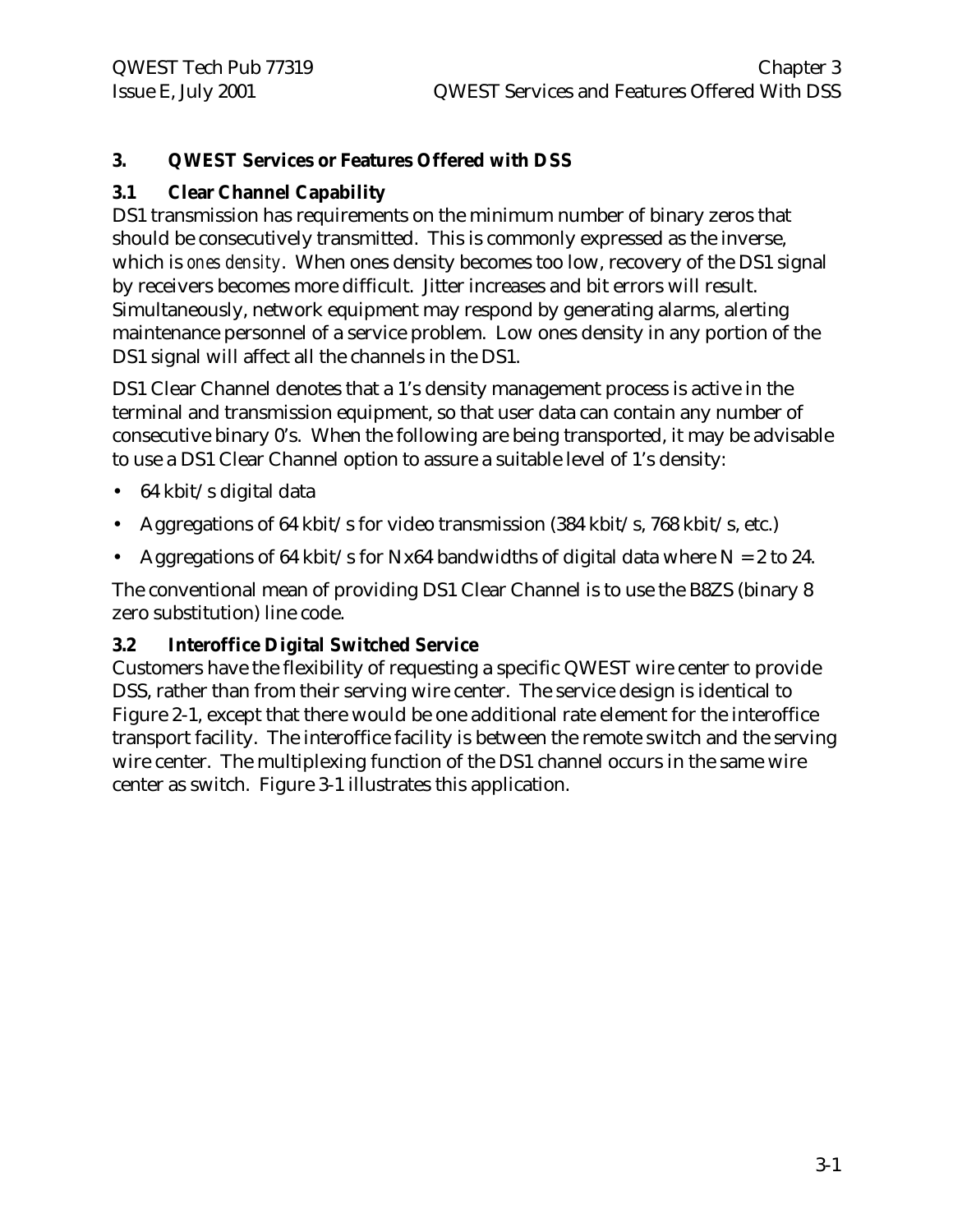# 3. QWEST Services or Features Offered with DSS

## 3.1 Clear Channel Capability

DS1 transmission has requirements on the minimum number of binary zeros that should be consecutively transmitted. This is commonly expressed as the inverse, which is *ones density*. When ones density becomes too low, recovery of the DS1 signal by receivers becomes more difficult. Jitter increases and bit errors will result. Simultaneously, network equipment may respond by generating alarms, alerting maintenance personnel of a service problem. Low ones density in any portion of the DS1 signal will affect all the channels in the DS1.

DS1 Clear Channel denotes that a 1's density management process is active in the terminal and transmission equipment, so that user data can contain any number of consecutive binary 0's. When the following are being transported, it may be advisable to use a DS1 Clear Channel option to assure a suitable level of 1's density:

- 64 kbit/s digital data
- Aggregations of 64 kbit/s for video transmission (384 kbit/s, 768 kbit/s, etc.)
- Aggregations of 64 kbit/s for Nx64 bandwidths of digital data where N = 2 to 24.

The conventional mean of providing DS1 Clear Channel is to use the B8ZS (binary 8 zero substitution) line code.

## 3.2 Interoffice Digital Switched Service

Customers have the flexibility of requesting a specific QWEST wire center to provide DSS, rather than from their serving wire center. The service design is identical to Figure 2-1, except that there would be one additional rate element for the interoffice transport facility. The interoffice facility is between the remote switch and the serving wire center. The multiplexing function of the DS1 channel occurs in the same wire center as switch. Figure 3-1 illustrates this application.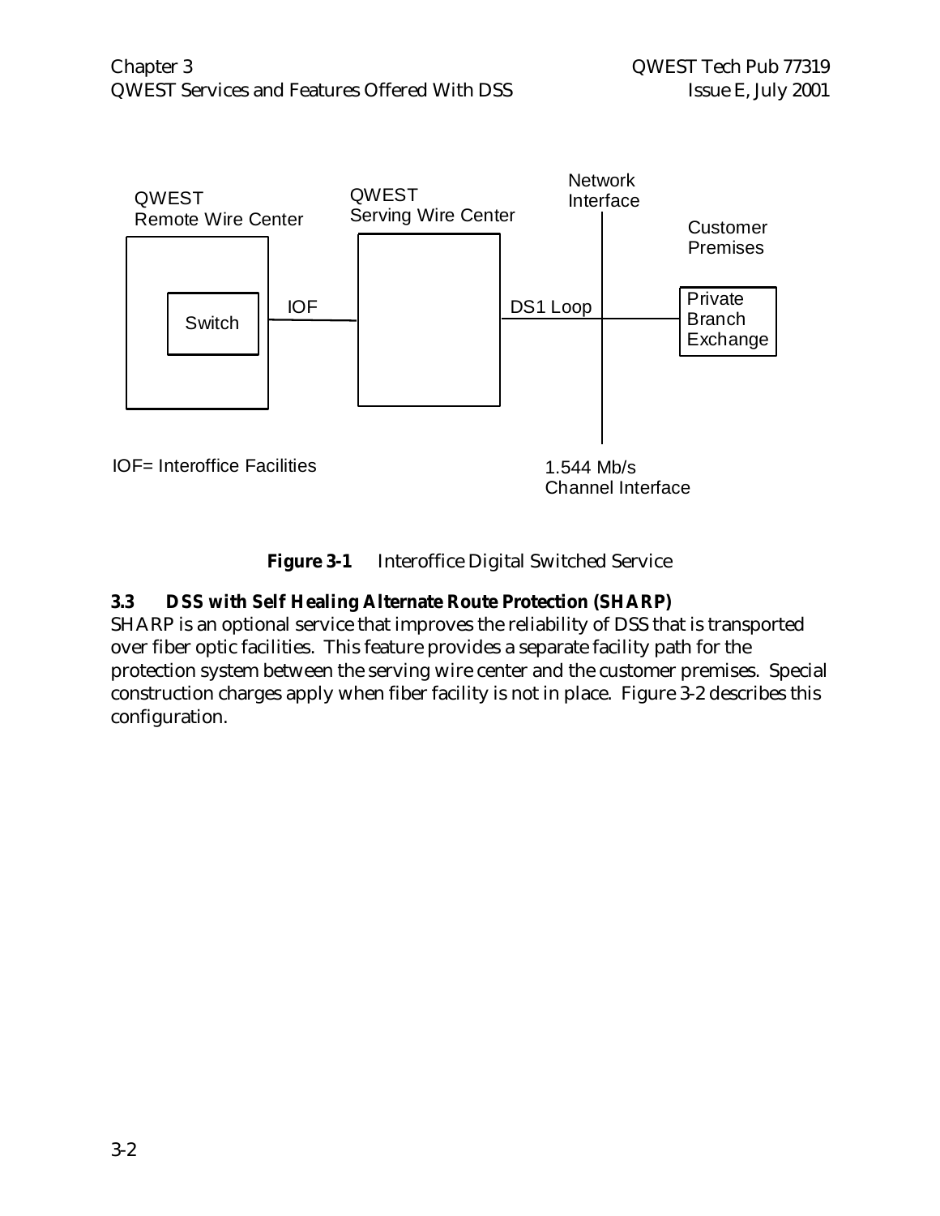QWEST Remote Wire Center

Switch

IOF

QWEST Serving Wire Center

DS1 Loop

Network Interface

Customer Premises

Private Branch Exchange

IOF= Interoffice Facilities

1.544 Mb/s Channel Interface

**Figure 3-1** Interoffice Digital Switched Service

### 3.3 DSS with Self Healing Alternate Route Protection (SHARP)

SHARP is an optional service that improves the reliability of DSS that is transported over fiber optic facilities. This feature provides a separate facility path for the protection system between the serving wire center and the customer premises. Special construction charges apply when fiber facility is not in place. Figure 3-2 describes this configuration.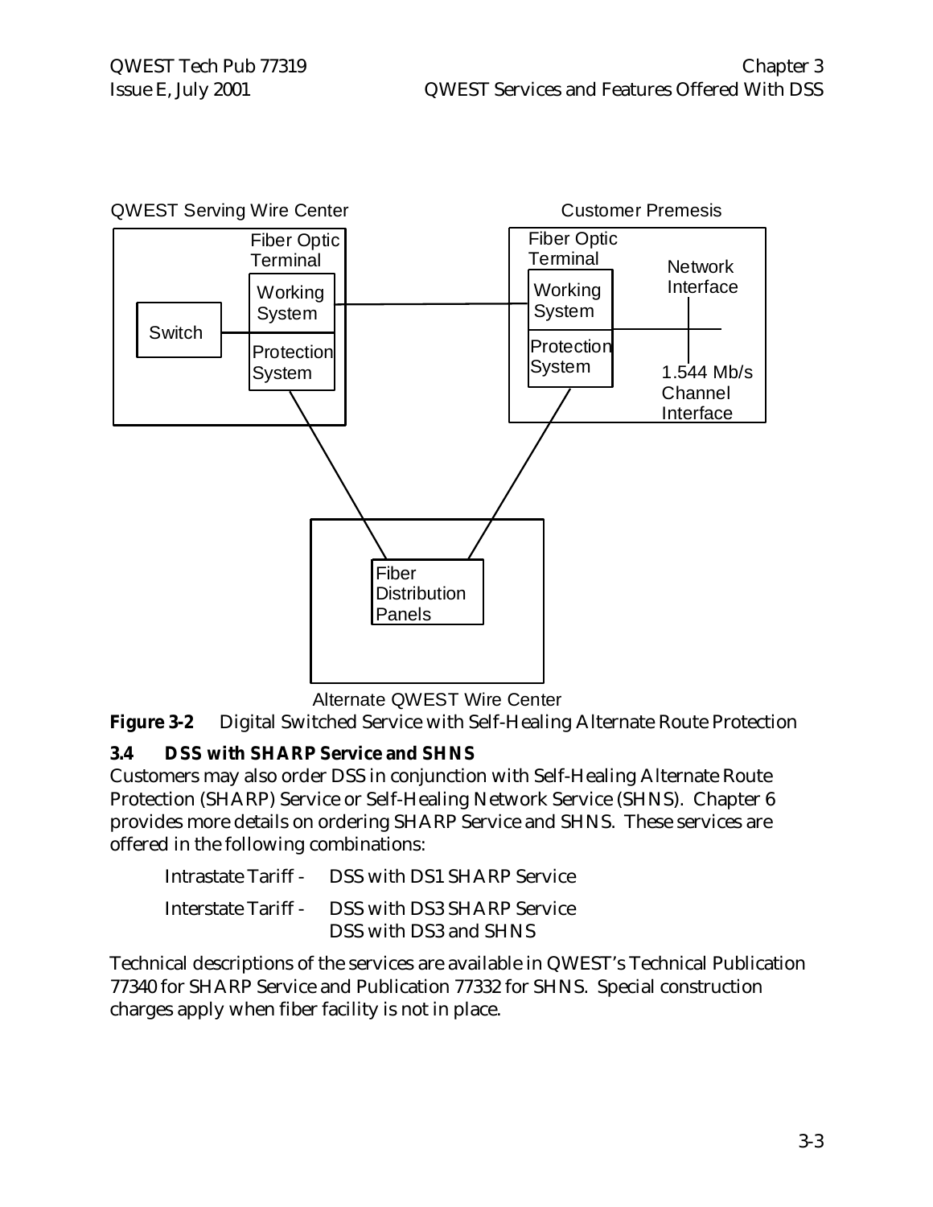QWEST Serving Wire Center

Customer Premesis

Fiber Optic Terminal

Working System

Protection System

Switch

Fiber Optic Terminal

Working System

Protection System

Network Interface

1.544 Mb/s Channel Interface

Fiber Distribution Panels

Alternate QWEST Wire Center

**Figure 3-2** Digital Switched Service with Self-Healing Alternate Route Protection

### 3.4 DSS with SHARP Service and SHNS

Customers may also order DSS in conjunction with Self-Healing Alternate Route Protection (SHARP) Service or Self-Healing Network Service (SHNS). Chapter 6 provides more details on ordering SHARP Service and SHNS. These services are offered in the following combinations:

Intrastate Tariff - DSS with DS1 SHARP Service

Interstate Tariff - DSS with DS3 SHARP Service
DSS with DS3 and SHNS

Technical descriptions of the services are available in QWEST's Technical Publication 77340 for SHARP Service and Publication 77332 for SHNS. Special construction charges apply when fiber facility is not in place.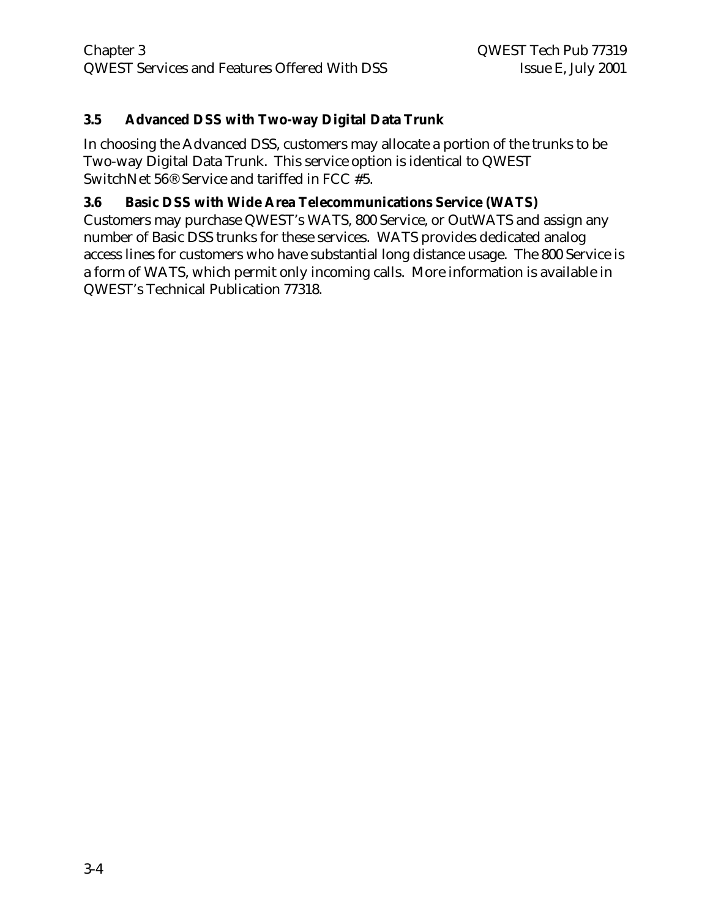## 3.5 Advanced DSS with Two-way Digital Data Trunk

In choosing the Advanced DSS, customers may allocate a portion of the trunks to be Two-way Digital Data Trunk. This service option is identical to QWEST SwitchNet 56® Service and tariffed in FCC #5.

## 3.6 Basic DSS with Wide Area Telecommunications Service (WATS)

Customers may purchase QWEST's WATS, 800 Service, or OutWATS and assign any number of Basic DSS trunks for these services. WATS provides dedicated analog access lines for customers who have substantial long distance usage. The 800 Service is a form of WATS, which permit only incoming calls. More information is available in QWEST's Technical Publication 77318.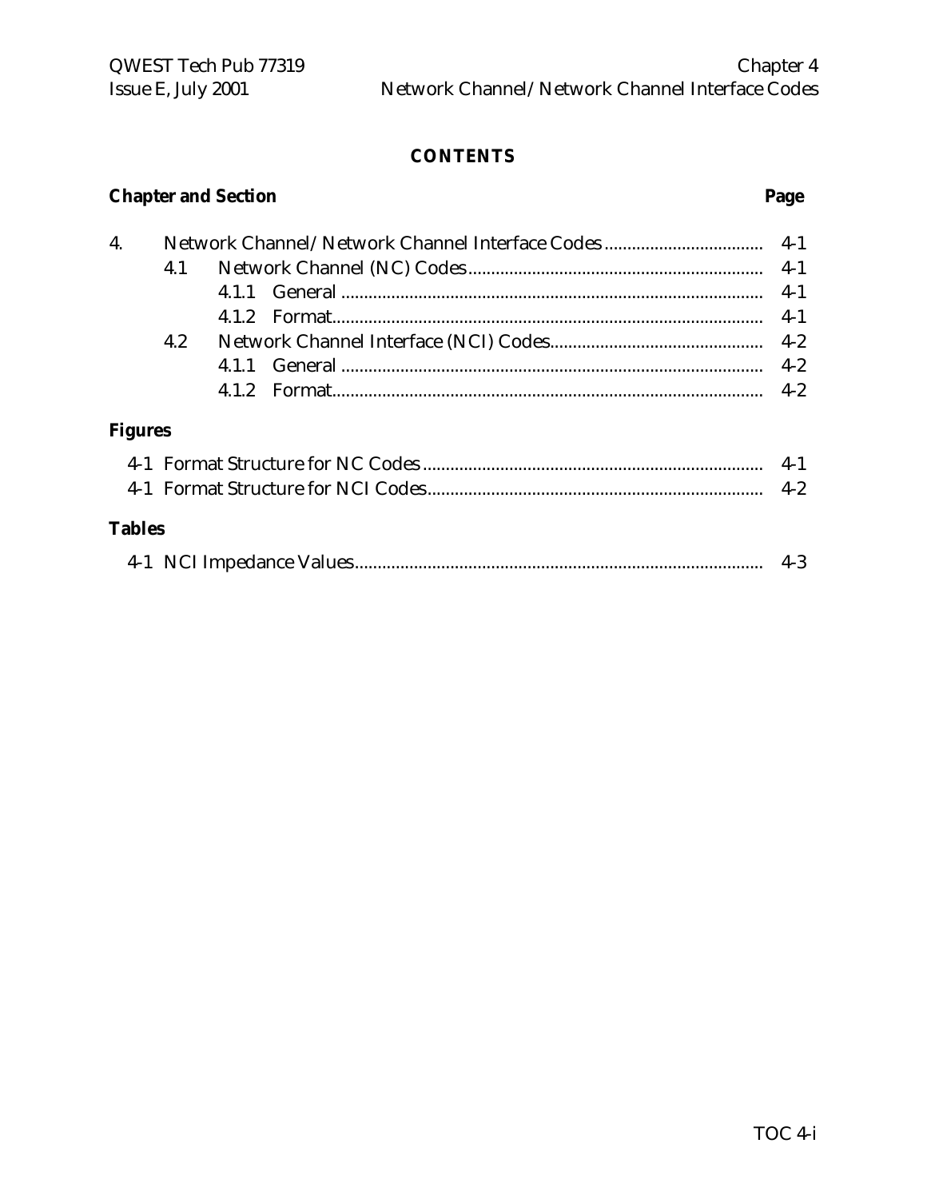# CONTENTS

**Chapter and Section** **Page**

| | | | |
|---|---|---|---|
| 4. | Network Channel/Network Channel Interface Codes | | 4-1 |
| | 4.1 | Network Channel (NC) Codes | 4-1 |
| | | 4.1.1 General | 4-1 |
| | | 4.1.2 Format | 4-1 |
| | 4.2 | Network Channel Interface (NCI) Codes | 4-2 |
| | | 4.1.1 General | 4-2 |
| | | 4.1.2 Format | 4-2 |

**Figures**

| | |
|---|---|
| 4-1 Format Structure for NC Codes | 4-1 |
| 4-1 Format Structure for NCI Codes | 4-2 |

**Tables**

| | |
|---|---|
| 4-1 NCI Impedance Values | 4-3 |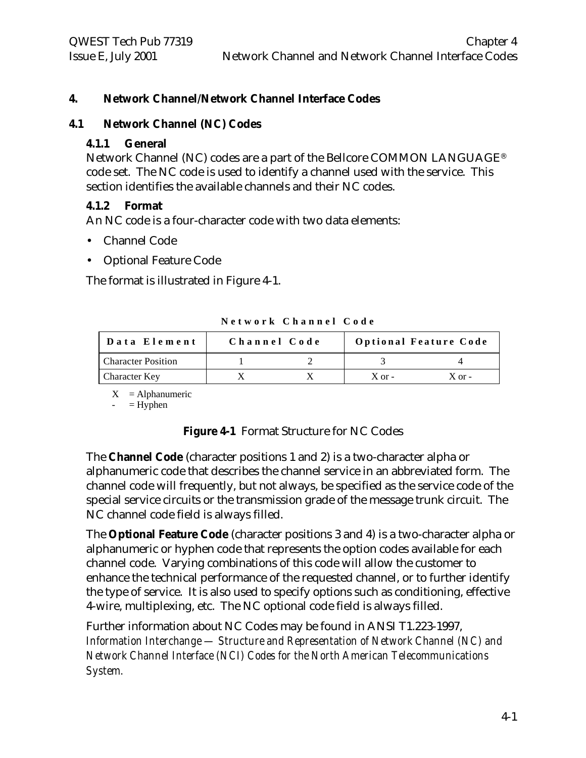# 4. Network Channel/Network Channel Interface Codes

## 4.1 Network Channel (NC) Codes

### 4.1.1 General

Network Channel (NC) codes are a part of the Bellcore COMMON LANGUAGE® code set. The NC code is used to identify a channel used with the service. This section identifies the available channels and their NC codes.

### 4.1.2 Format

An NC code is a four-character code with two data elements:

- Channel Code
- Optional Feature Code

The format is illustrated in Figure 4-1.

**Network Channel Code**

| Data Element | Channel Code | | Optional Feature Code | |
|---|---|---|---|---|
| Character Position | 1 | 2 | 3 | 4 |
| Character Key | X | X | X or - | X or - |

X = Alphanumeric
- = Hyphen

**Figure 4-1** Format Structure for NC Codes

The **Channel Code** (character positions 1 and 2) is a two-character alpha or alphanumeric code that describes the channel service in an abbreviated form. The channel code will frequently, but not always, be specified as the service code of the special service circuits or the transmission grade of the message trunk circuit. The NC channel code field is always filled.

The **Optional Feature Code** (character positions 3 and 4) is a two-character alpha or alphanumeric or hyphen code that represents the option codes available for each channel code. Varying combinations of this code will allow the customer to enhance the technical performance of the requested channel, or to further identify the type of service. It is also used to specify options such as conditioning, effective 4-wire, multiplexing, etc. The NC optional code field is always filled.

Further information about NC Codes may be found in ANSI T1.223-1997, *Information Interchange — Structure and Representation of Network Channel (NC) and Network Channel Interface (NCI) Codes for the North American Telecommunications System.*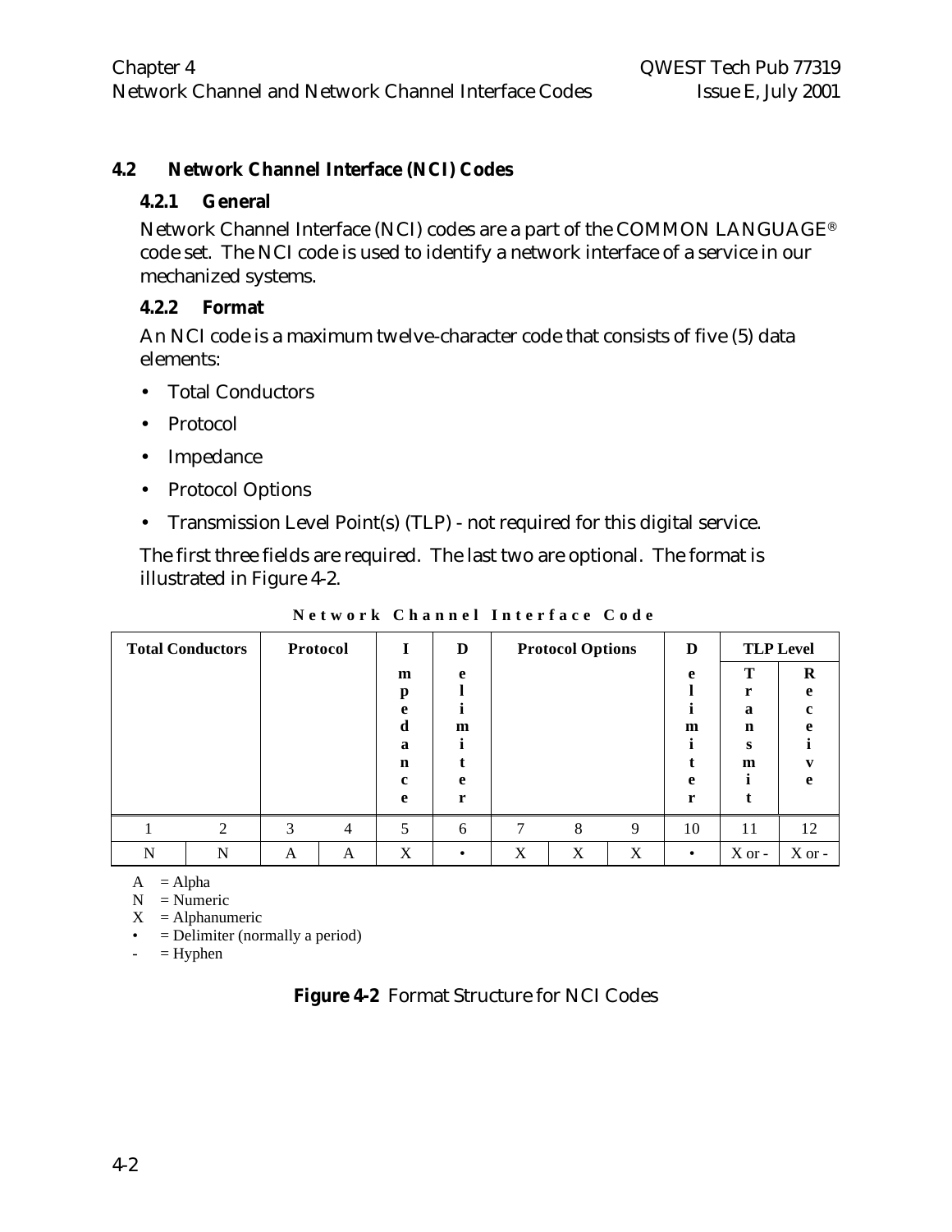## 4.2 Network Channel Interface (NCI) Codes

### 4.2.1 General

Network Channel Interface (NCI) codes are a part of the COMMON LANGUAGE® code set. The NCI code is used to identify a network interface of a service in our mechanized systems.

### 4.2.2 Format

An NCI code is a maximum twelve-character code that consists of five (5) data elements:

- Total Conductors
- Protocol
- Impedance
- Protocol Options
- Transmission Level Point(s) (TLP) - not required for this digital service.

The first three fields are required. The last two are optional. The format is illustrated in Figure 4-2.

**Network Channel Interface Code**

| Total Conductors | | Protocol | | Impedance | Delimiter | Protocol Options | | | Delimiter | TLP Level | |
|---|---|---|---|---|---|---|---|---|---|---|---|
| | | | | | | | | | | Transmit | Receive |
| 1 | 2 | 3 | 4 | 5 | 6 | 7 | 8 | 9 | 10 | 11 | 12 |
| N | N | A | A | X | • | X | X | X | • | X or - | X or - |

A = Alpha
N = Numeric
X = Alphanumeric
• = Delimiter (normally a period)
- = Hyphen

**Figure 4-2** Format Structure for NCI Codes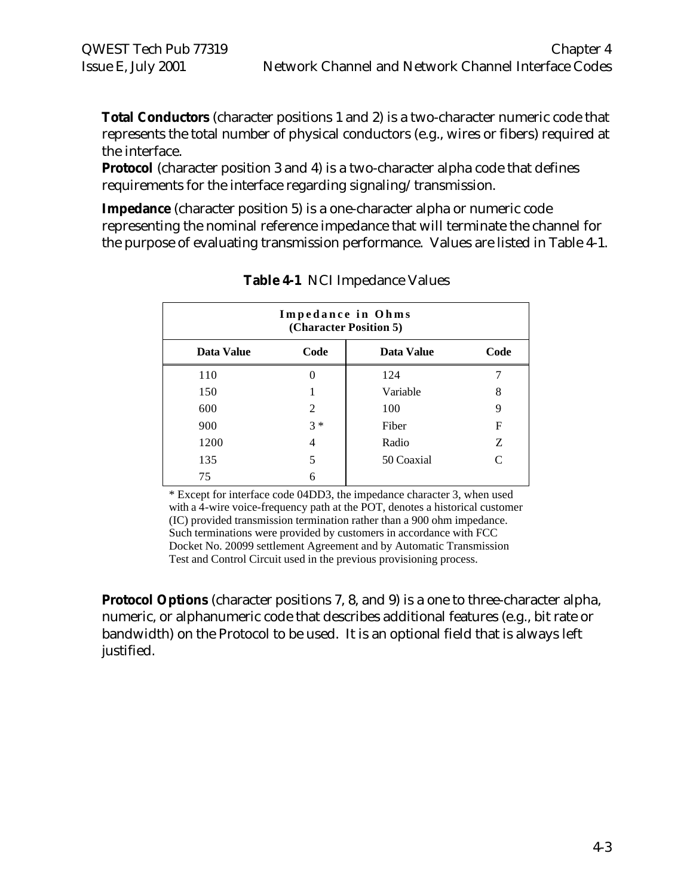**Total Conductors** (character positions 1 and 2) is a two-character numeric code that represents the total number of physical conductors (e.g., wires or fibers) required at the interface.

**Protocol** (character position 3 and 4) is a two-character alpha code that defines requirements for the interface regarding signaling/transmission.

**Impedance** (character position 5) is a one-character alpha or numeric code representing the nominal reference impedance that will terminate the channel for the purpose of evaluating transmission performance. Values are listed in Table 4-1.

**Table 4-1** NCI Impedance Values

| Impedance in Ohms (Character Position 5) | | | |
|---|---|---|---|
| **Data Value** | **Code** | **Data Value** | **Code** |
| 110 | 0 | 124 | 7 |
| 150 | 1 | Variable | 8 |
| 600 | 2 | 100 | 9 |
| 900 | 3 * | Fiber | F |
| 1200 | 4 | Radio | Z |
| 135 | 5 | 50 Coaxial | C |
| 75 | 6 | | |

* Except for interface code 04DD3, the impedance character 3, when used with a 4-wire voice-frequency path at the POT, denotes a historical customer (IC) provided transmission termination rather than a 900 ohm impedance. Such terminations were provided by customers in accordance with FCC Docket No. 20099 settlement Agreement and by Automatic Transmission Test and Control Circuit used in the previous provisioning process.

**Protocol Options** (character positions 7, 8, and 9) is a one to three-character alpha, numeric, or alphanumeric code that describes additional features (e.g., bit rate or bandwidth) on the Protocol to be used. It is an optional field that is always left justified.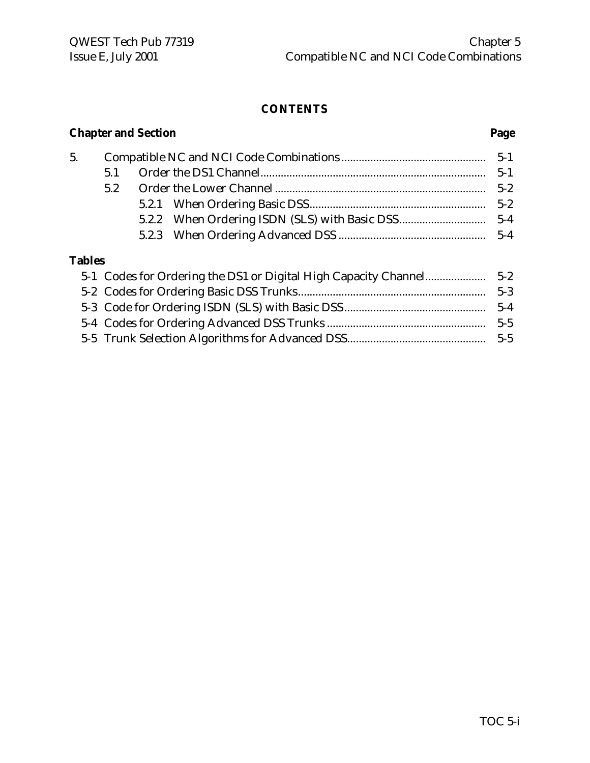# CONTENTS

| Chapter and Section | | | | Page |
|---|---|---|---|---|
| 5. | Compatible NC and NCI Code Combinations | | | 5-1 |
| | 5.1 | Order the DS1 Channel | | 5-1 |
| | 5.2 | Order the Lower Channel | | 5-2 |
| | | 5.2.1 | When Ordering Basic DSS | 5-2 |
| | | 5.2.2 | When Ordering ISDN (SLS) with Basic DSS | 5-4 |
| | | 5.2.3 | When Ordering Advanced DSS | 5-4 |

**Tables**

| Table | Title | Page |
|---|---|---|
| 5-1 | Codes for Ordering the DS1 or Digital High Capacity Channel | 5-2 |
| 5-2 | Codes for Ordering Basic DSS Trunks | 5-3 |
| 5-3 | Code for Ordering ISDN (SLS) with Basic DSS | 5-4 |
| 5-4 | Codes for Ordering Advanced DSS Trunks | 5-5 |
| 5-5 | Trunk Selection Algorithms for Advanced DSS | 5-5 |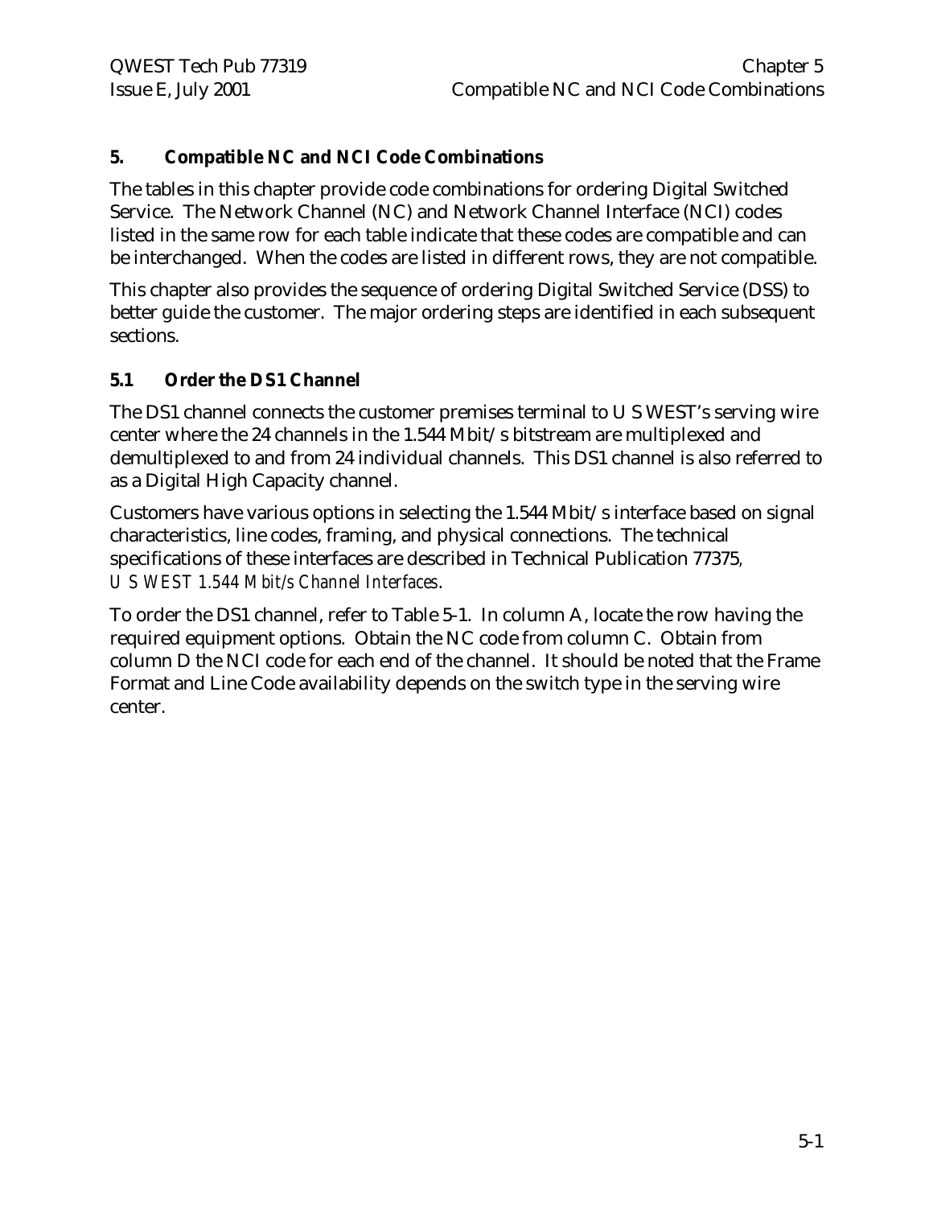## 5. Compatible NC and NCI Code Combinations

The tables in this chapter provide code combinations for ordering Digital Switched Service. The Network Channel (NC) and Network Channel Interface (NCI) codes listed in the same row for each table indicate that these codes are compatible and can be interchanged. When the codes are listed in different rows, they are not compatible.

This chapter also provides the sequence of ordering Digital Switched Service (DSS) to better guide the customer. The major ordering steps are identified in each subsequent sections.

### 5.1 Order the DS1 Channel

The DS1 channel connects the customer premises terminal to U S WEST's serving wire center where the 24 channels in the 1.544 Mbit/s bitstream are multiplexed and demultiplexed to and from 24 individual channels. This DS1 channel is also referred to as a Digital High Capacity channel.

Customers have various options in selecting the 1.544 Mbit/s interface based on signal characteristics, line codes, framing, and physical connections. The technical specifications of these interfaces are described in Technical Publication 77375, *U S WEST 1.544 Mbit/s Channel Interfaces*.

To order the DS1 channel, refer to Table 5-1. In column A, locate the row having the required equipment options. Obtain the NC code from column C. Obtain from column D the NCI code for each end of the channel. It should be noted that the Frame Format and Line Code availability depends on the switch type in the serving wire center.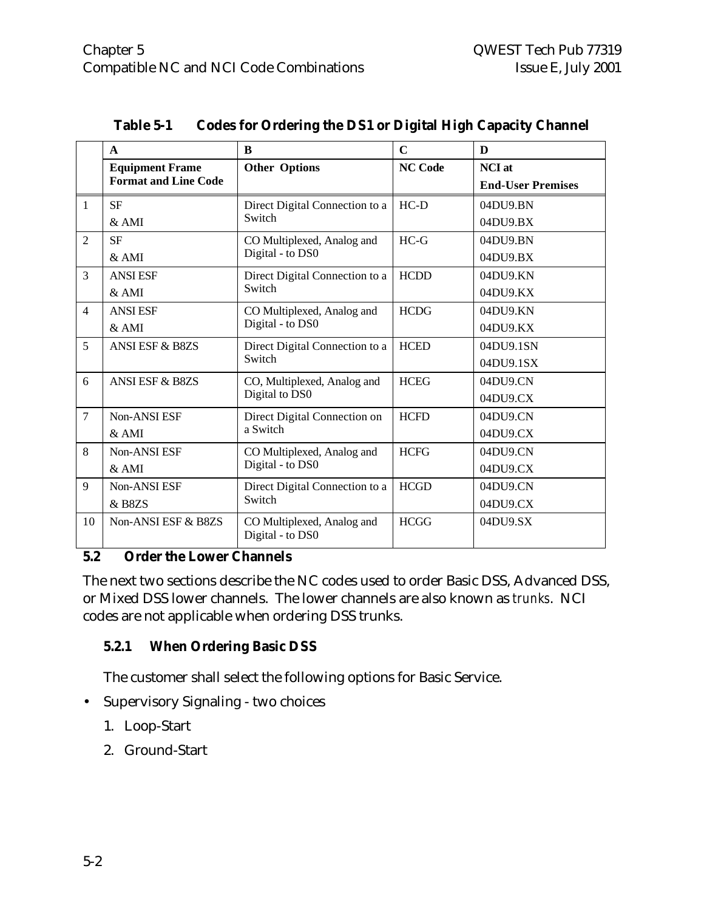**Table 5-1 Codes for Ordering the DS1 or Digital High Capacity Channel**

| | A | B | C | D |
|---|---|---|---|---|
| | **Equipment Frame Format and Line Code** | **Other Options** | **NC Code** | **NCI at End-User Premises** |
| 1 | SF & AMI | Direct Digital Connection to a Switch | HC-D | 04DU9.BN 04DU9.BX |
| 2 | SF & AMI | CO Multiplexed, Analog and Digital - to DS0 | HC-G | 04DU9.BN 04DU9.BX |
| 3 | ANSI ESF & AMI | Direct Digital Connection to a Switch | HCDD | 04DU9.KN 04DU9.KX |
| 4 | ANSI ESF & AMI | CO Multiplexed, Analog and Digital - to DS0 | HCDG | 04DU9.KN 04DU9.KX |
| 5 | ANSI ESF & B8ZS | Direct Digital Connection to a Switch | HCED | 04DU9.1SN 04DU9.1SX |
| 6 | ANSI ESF & B8ZS | CO, Multiplexed, Analog and Digital to DS0 | HCEG | 04DU9.CN 04DU9.CX |
| 7 | Non-ANSI ESF & AMI | Direct Digital Connection on a Switch | HCFD | 04DU9.CN 04DU9.CX |
| 8 | Non-ANSI ESF & AMI | CO Multiplexed, Analog and Digital - to DS0 | HCFG | 04DU9.CN 04DU9.CX |
| 9 | Non-ANSI ESF & B8ZS | Direct Digital Connection to a Switch | HCGD | 04DU9.CN 04DU9.CX |
| 10 | Non-ANSI ESF & B8ZS | CO Multiplexed, Analog and Digital - to DS0 | HCGG | 04DU9.SX |

## 5.2 Order the Lower Channels

The next two sections describe the NC codes used to order Basic DSS, Advanced DSS, or Mixed DSS lower channels. The lower channels are also known as *trunks*. NCI codes are not applicable when ordering DSS trunks.

### 5.2.1 When Ordering Basic DSS

The customer shall select the following options for Basic Service.

- Supervisory Signaling - two choices
  1. Loop-Start
  2. Ground-Start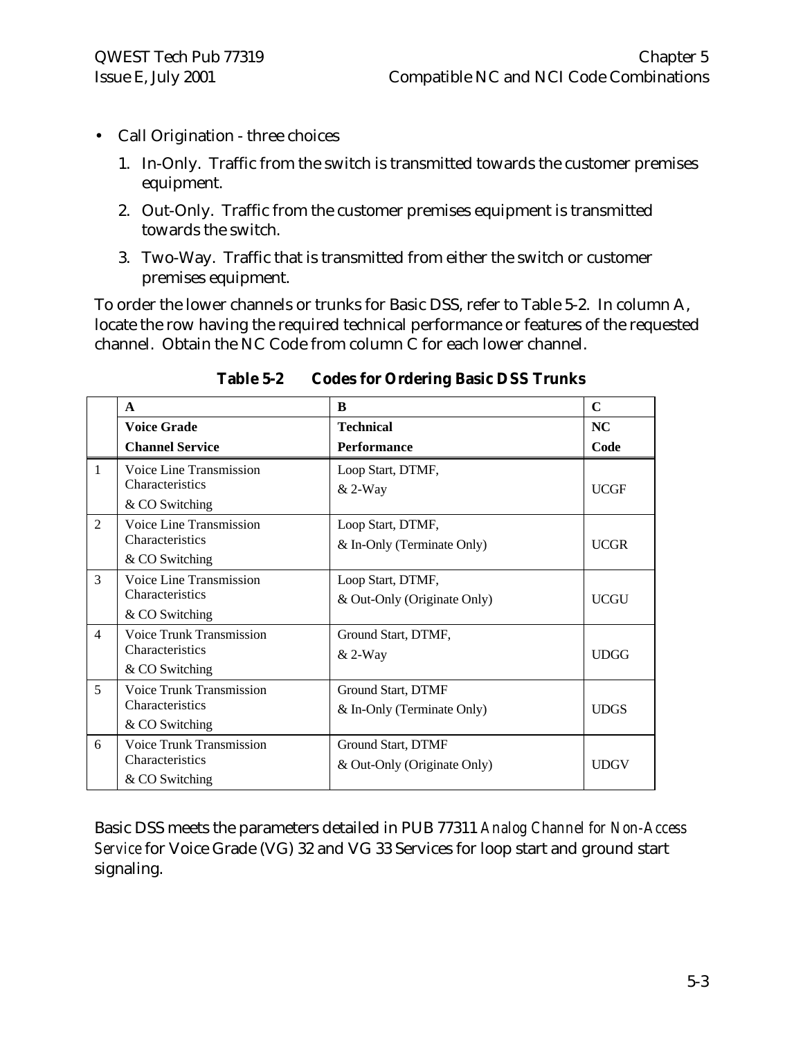- Call Origination - three choices
  1. In-Only. Traffic from the switch is transmitted towards the customer premises equipment.
  2. Out-Only. Traffic from the customer premises equipment is transmitted towards the switch.
  3. Two-Way. Traffic that is transmitted from either the switch or customer premises equipment.

To order the lower channels or trunks for Basic DSS, refer to Table 5-2. In column A, locate the row having the required technical performance or features of the requested channel. Obtain the NC Code from column C for each lower channel.

**Table 5-2 Codes for Ordering Basic DSS Trunks**

| | A<br>**Voice Grade**<br>**Channel Service** | B<br>**Technical**<br>**Performance** | C<br>**NC**<br>**Code** |
|---|---|---|---|
| 1 | Voice Line Transmission Characteristics & CO Switching | Loop Start, DTMF, & 2-Way | UCGF |
| 2 | Voice Line Transmission Characteristics & CO Switching | Loop Start, DTMF, & In-Only (Terminate Only) | UCGR |
| 3 | Voice Line Transmission Characteristics & CO Switching | Loop Start, DTMF, & Out-Only (Originate Only) | UCGU |
| 4 | Voice Trunk Transmission Characteristics & CO Switching | Ground Start, DTMF, & 2-Way | UDGG |
| 5 | Voice Trunk Transmission Characteristics & CO Switching | Ground Start, DTMF & In-Only (Terminate Only) | UDGS |
| 6 | Voice Trunk Transmission Characteristics & CO Switching | Ground Start, DTMF & Out-Only (Originate Only) | UDGV |

Basic DSS meets the parameters detailed in PUB 77311 *Analog Channel for Non-Access Service* for Voice Grade (VG) 32 and VG 33 Services for loop start and ground start signaling.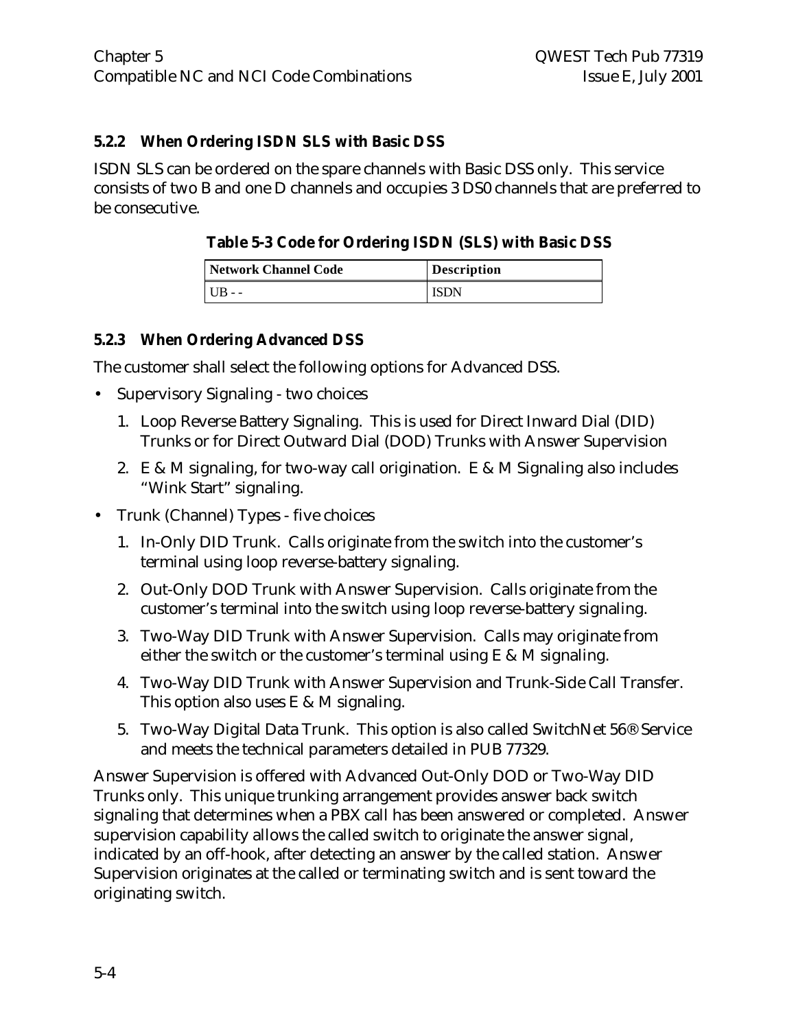### 5.2.2 When Ordering ISDN SLS with Basic DSS

ISDN SLS can be ordered on the spare channels with Basic DSS only. This service consists of two B and one D channels and occupies 3 DS0 channels that are preferred to be consecutive.

**Table 5-3 Code for Ordering ISDN (SLS) with Basic DSS**

| Network Channel Code | Description |
|---|---|
| UB - - | ISDN |

### 5.2.3 When Ordering Advanced DSS

The customer shall select the following options for Advanced DSS.

- Supervisory Signaling - two choices
  1. Loop Reverse Battery Signaling. This is used for Direct Inward Dial (DID) Trunks or for Direct Outward Dial (DOD) Trunks with Answer Supervision
  2. E & M signaling, for two-way call origination. E & M Signaling also includes "Wink Start" signaling.
- Trunk (Channel) Types - five choices
  1. In-Only DID Trunk. Calls originate from the switch into the customer's terminal using loop reverse-battery signaling.
  2. Out-Only DOD Trunk with Answer Supervision. Calls originate from the customer's terminal into the switch using loop reverse-battery signaling.
  3. Two-Way DID Trunk with Answer Supervision. Calls may originate from either the switch or the customer's terminal using E & M signaling.
  4. Two-Way DID Trunk with Answer Supervision and Trunk-Side Call Transfer. This option also uses E & M signaling.
  5. Two-Way Digital Data Trunk. This option is also called SwitchNet 56® Service and meets the technical parameters detailed in PUB 77329.

Answer Supervision is offered with Advanced Out-Only DOD or Two-Way DID Trunks only. This unique trunking arrangement provides answer back switch signaling that determines when a PBX call has been answered or completed. Answer supervision capability allows the called switch to originate the answer signal, indicated by an off-hook, after detecting an answer by the called station. Answer Supervision originates at the called or terminating switch and is sent toward the originating switch.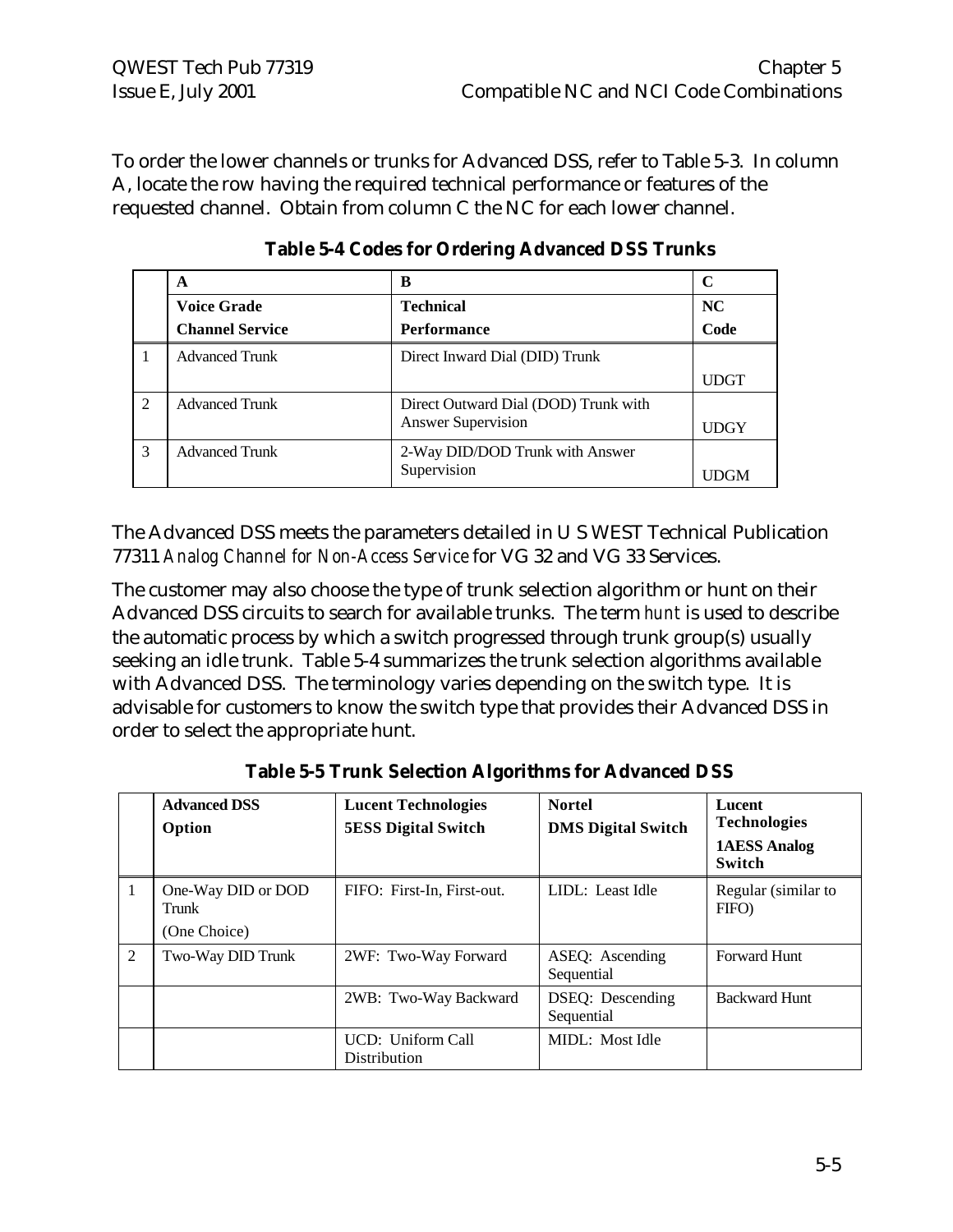To order the lower channels or trunks for Advanced DSS, refer to Table 5-3. In column A, locate the row having the required technical performance or features of the requested channel. Obtain from column C the NC for each lower channel.

**Table 5-4 Codes for Ordering Advanced DSS Trunks**

| | A | B | C |
|---|---|---|---|
| | **Voice Grade Channel Service** | **Technical Performance** | **NC Code** |
| 1 | Advanced Trunk | Direct Inward Dial (DID) Trunk | UDGT |
| 2 | Advanced Trunk | Direct Outward Dial (DOD) Trunk with Answer Supervision | UDGY |
| 3 | Advanced Trunk | 2-Way DID/DOD Trunk with Answer Supervision | UDGM |

The Advanced DSS meets the parameters detailed in U S WEST Technical Publication 77311 *Analog Channel for Non-Access Service* for VG 32 and VG 33 Services.

The customer may also choose the type of trunk selection algorithm or hunt on their Advanced DSS circuits to search for available trunks. The term *hunt* is used to describe the automatic process by which a switch progressed through trunk group(s) usually seeking an idle trunk. Table 5-4 summarizes the trunk selection algorithms available with Advanced DSS. The terminology varies depending on the switch type. It is advisable for customers to know the switch type that provides their Advanced DSS in order to select the appropriate hunt.

**Table 5-5 Trunk Selection Algorithms for Advanced DSS**

| | **Advanced DSS Option** | **Lucent Technologies 5ESS Digital Switch** | **Nortel DMS Digital Switch** | **Lucent Technologies 1AESS Analog Switch** |
|---|---|---|---|---|
| 1 | One-Way DID or DOD Trunk (One Choice) | FIFO: First-In, First-out. | LIDL: Least Idle | Regular (similar to FIFO) |
| 2 | Two-Way DID Trunk | 2WF: Two-Way Forward | ASEQ: Ascending Sequential | Forward Hunt |
| | | 2WB: Two-Way Backward | DSEQ: Descending Sequential | Backward Hunt |
| | | UCD: Uniform Call Distribution | MIDL: Most Idle | |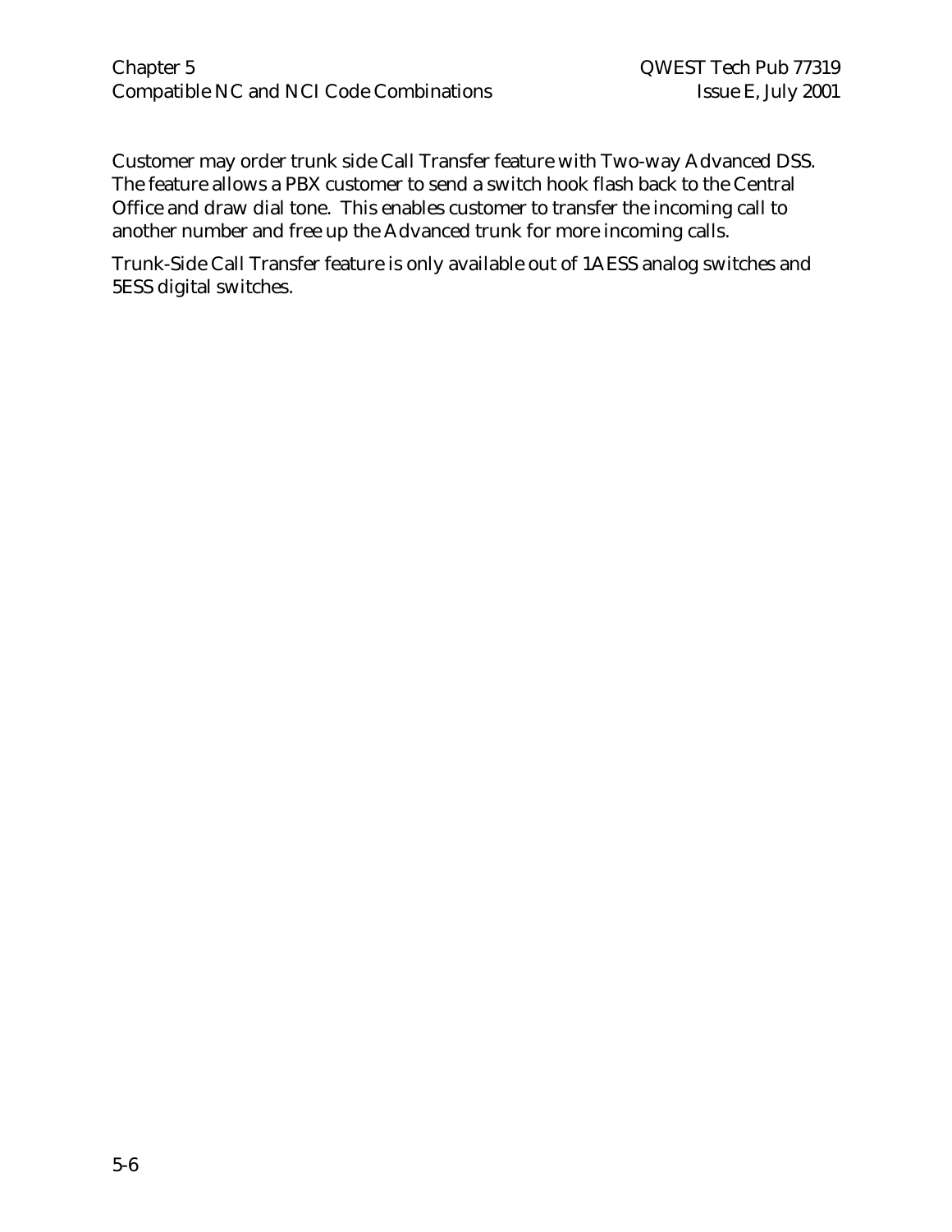Customer may order trunk side Call Transfer feature with Two-way Advanced DSS. The feature allows a PBX customer to send a switch hook flash back to the Central Office and draw dial tone. This enables customer to transfer the incoming call to another number and free up the Advanced trunk for more incoming calls.

Trunk-Side Call Transfer feature is only available out of 1AESS analog switches and 5ESS digital switches.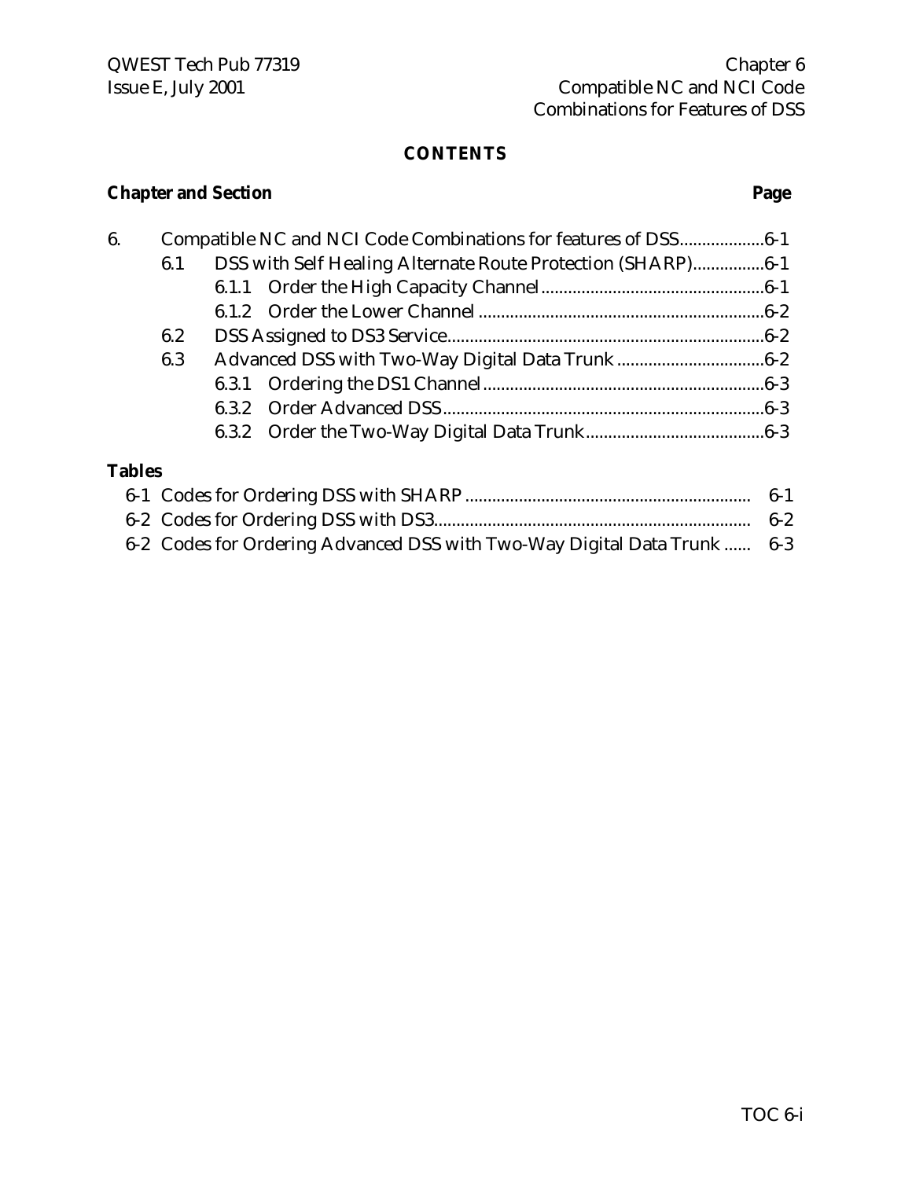# CONTENTS

**Chapter and Section** **Page**

6. Compatible NC and NCI Code Combinations for features of DSS..................6-1
   - 6.1 DSS with Self Healing Alternate Route Protection (SHARP)................6-1
     - 6.1.1 Order the High Capacity Channel.................................................6-1
     - 6.1.2 Order the Lower Channel ...............................................................6-2
   - 6.2 DSS Assigned to DS3 Service......................................................................6-2
   - 6.3 Advanced DSS with Two-Way Digital Data Trunk .................................6-2
     - 6.3.1 Ordering the DS1 Channel..............................................................6-3
     - 6.3.2 Order Advanced DSS.......................................................................6-3
     - 6.3.2 Order the Two-Way Digital Data Trunk........................................6-3

**Tables**

- 6-1 Codes for Ordering DSS with SHARP ............................................................... 6-1
- 6-2 Codes for Ordering DSS with DS3..................................................................... 6-2
- 6-2 Codes for Ordering Advanced DSS with Two-Way Digital Data Trunk ...... 6-3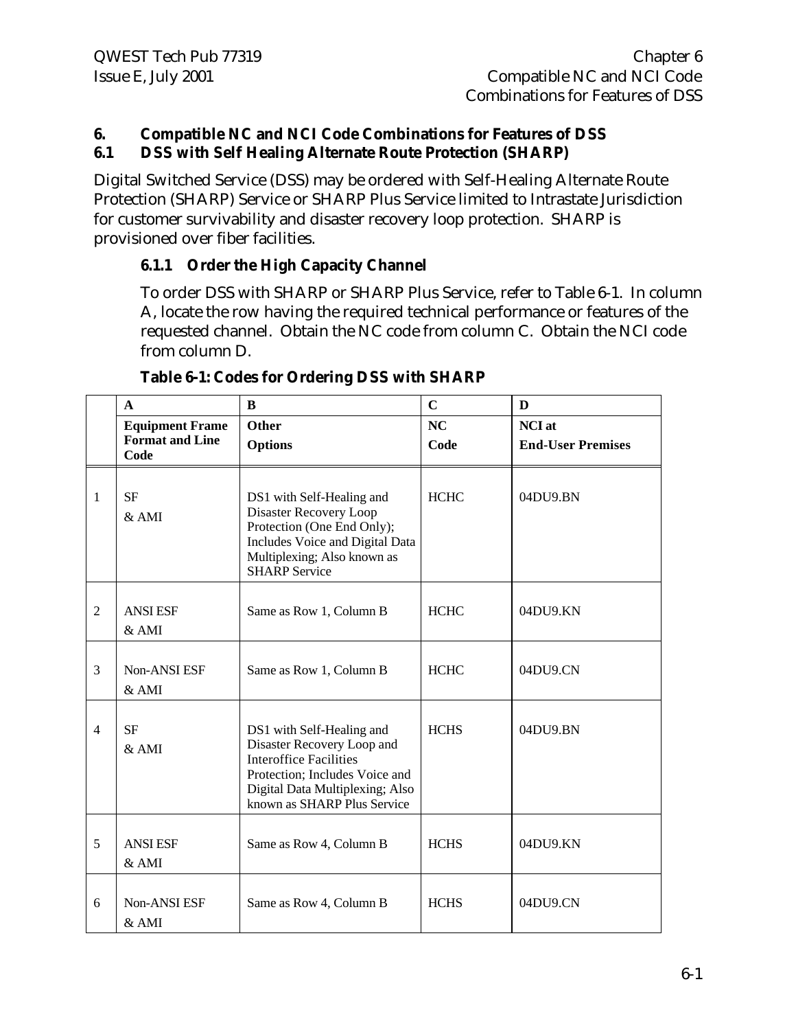# 6. Compatible NC and NCI Code Combinations for Features of DSS

## 6.1 DSS with Self Healing Alternate Route Protection (SHARP)

Digital Switched Service (DSS) may be ordered with Self-Healing Alternate Route Protection (SHARP) Service or SHARP Plus Service limited to Intrastate Jurisdiction for customer survivability and disaster recovery loop protection. SHARP is provisioned over fiber facilities.

### 6.1.1 Order the High Capacity Channel

To order DSS with SHARP or SHARP Plus Service, refer to Table 6-1. In column A, locate the row having the required technical performance or features of the requested channel. Obtain the NC code from column C. Obtain the NCI code from column D.

**Table 6-1: Codes for Ordering DSS with SHARP**

| | A | B | C | D |
|---|---|---|---|---|
| | **Equipment Frame Format and Line Code** | **Other Options** | **NC Code** | **NCI at End-User Premises** |
| 1 | SF & AMI | DS1 with Self-Healing and Disaster Recovery Loop Protection (One End Only); Includes Voice and Digital Data Multiplexing; Also known as SHARP Service | HCHC | 04DU9.BN |
| 2 | ANSI ESF & AMI | Same as Row 1, Column B | HCHC | 04DU9.KN |
| 3 | Non-ANSI ESF & AMI | Same as Row 1, Column B | HCHC | 04DU9.CN |
| 4 | SF & AMI | DS1 with Self-Healing and Disaster Recovery Loop and Interoffice Facilities Protection; Includes Voice and Digital Data Multiplexing; Also known as SHARP Plus Service | HCHS | 04DU9.BN |
| 5 | ANSI ESF & AMI | Same as Row 4, Column B | HCHS | 04DU9.KN |
| 6 | Non-ANSI ESF & AMI | Same as Row 4, Column B | HCHS | 04DU9.CN |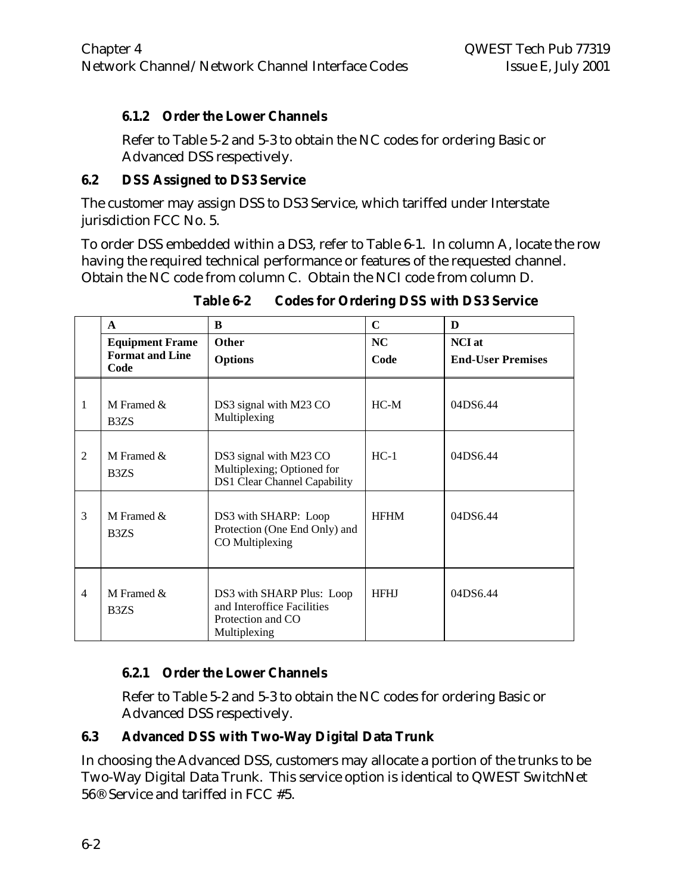### 6.1.2 Order the Lower Channels

Refer to Table 5-2 and 5-3 to obtain the NC codes for ordering Basic or Advanced DSS respectively.

## 6.2 DSS Assigned to DS3 Service

The customer may assign DSS to DS3 Service, which tariffed under Interstate jurisdiction FCC No. 5.

To order DSS embedded within a DS3, refer to Table 6-1. In column A, locate the row having the required technical performance or features of the requested channel. Obtain the NC code from column C. Obtain the NCI code from column D.

**Table 6-2 Codes for Ordering DSS with DS3 Service**

| | A | B | C | D |
|---|---|---|---|---|
| | **Equipment Frame Format and Line Code** | **Other Options** | **NC Code** | **NCI at End-User Premises** |
| 1 | M Framed & B3ZS | DS3 signal with M23 CO Multiplexing | HC-M | 04DS6.44 |
| 2 | M Framed & B3ZS | DS3 signal with M23 CO Multiplexing; Optioned for DS1 Clear Channel Capability | HC-1 | 04DS6.44 |
| 3 | M Framed & B3ZS | DS3 with SHARP: Loop Protection (One End Only) and CO Multiplexing | HFHM | 04DS6.44 |
| 4 | M Framed & B3ZS | DS3 with SHARP Plus: Loop and Interoffice Facilities Protection and CO Multiplexing | HFHJ | 04DS6.44 |

### 6.2.1 Order the Lower Channels

Refer to Table 5-2 and 5-3 to obtain the NC codes for ordering Basic or Advanced DSS respectively.

## 6.3 Advanced DSS with Two-Way Digital Data Trunk

In choosing the Advanced DSS, customers may allocate a portion of the trunks to be Two-Way Digital Data Trunk. This service option is identical to QWEST SwitchNet 56® Service and tariffed in FCC #5.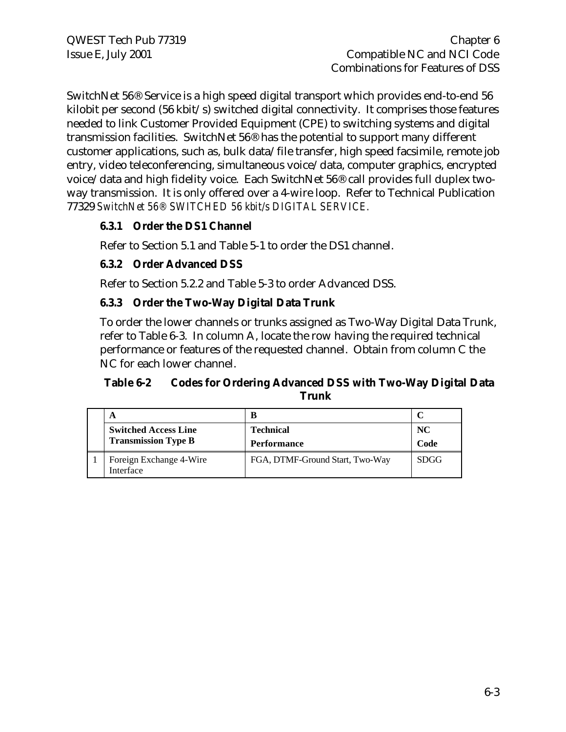SwitchNet 56® Service is a high speed digital transport which provides end-to-end 56 kilobit per second (56 kbit/s) switched digital connectivity. It comprises those features needed to link Customer Provided Equipment (CPE) to switching systems and digital transmission facilities. SwitchNet 56® has the potential to support many different customer applications, such as, bulk data/file transfer, high speed facsimile, remote job entry, video teleconferencing, simultaneous voice/data, computer graphics, encrypted voice/data and high fidelity voice. Each SwitchNet 56® call provides full duplex two-way transmission. It is only offered over a 4-wire loop. Refer to Technical Publication 77329 *SwitchNet 56® SWITCHED 56 kbit/s DIGITAL SERVICE.*

### 6.3.1 Order the DS1 Channel

Refer to Section 5.1 and Table 5-1 to order the DS1 channel.

### 6.3.2 Order Advanced DSS

Refer to Section 5.2.2 and Table 5-3 to order Advanced DSS.

### 6.3.3 Order the Two-Way Digital Data Trunk

To order the lower channels or trunks assigned as Two-Way Digital Data Trunk, refer to Table 6-3. In column A, locate the row having the required technical performance or features of the requested channel. Obtain from column C the NC for each lower channel.

**Table 6-2 Codes for Ordering Advanced DSS with Two-Way Digital Data Trunk**

| | A | B | C |
|---|---|---|---|
| | **Switched Access Line Transmission Type B** | **Technical Performance** | **NC Code** |
| 1 | Foreign Exchange 4-Wire Interface | FGA, DTMF-Ground Start, Two-Way | SDGG |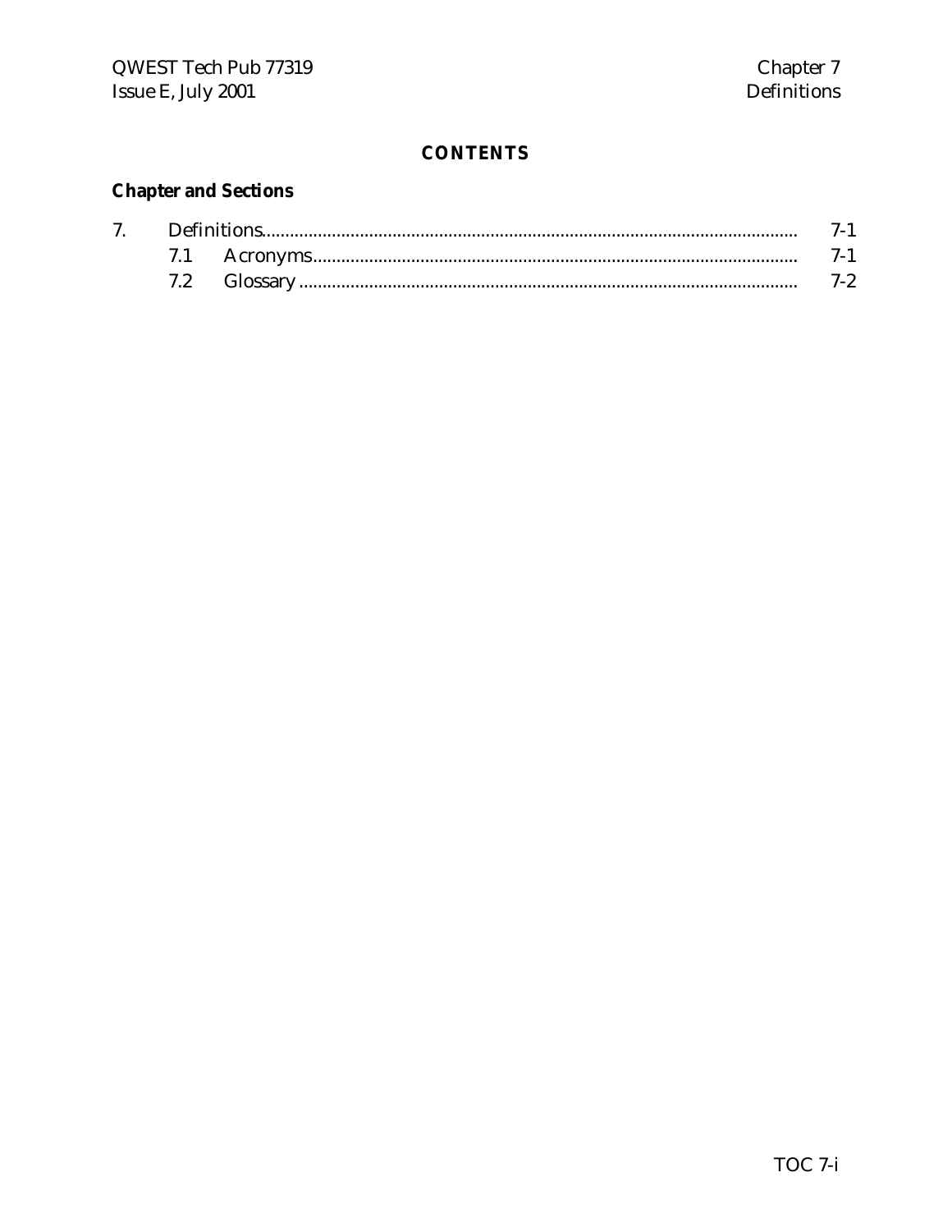## CONTENTS

**Chapter and Sections**

| | | | |
|---|---|---|---|
| 7. | Definitions | | 7-1 |
| | 7.1 | Acronyms | 7-1 |
| | 7.2 | Glossary | 7-2 |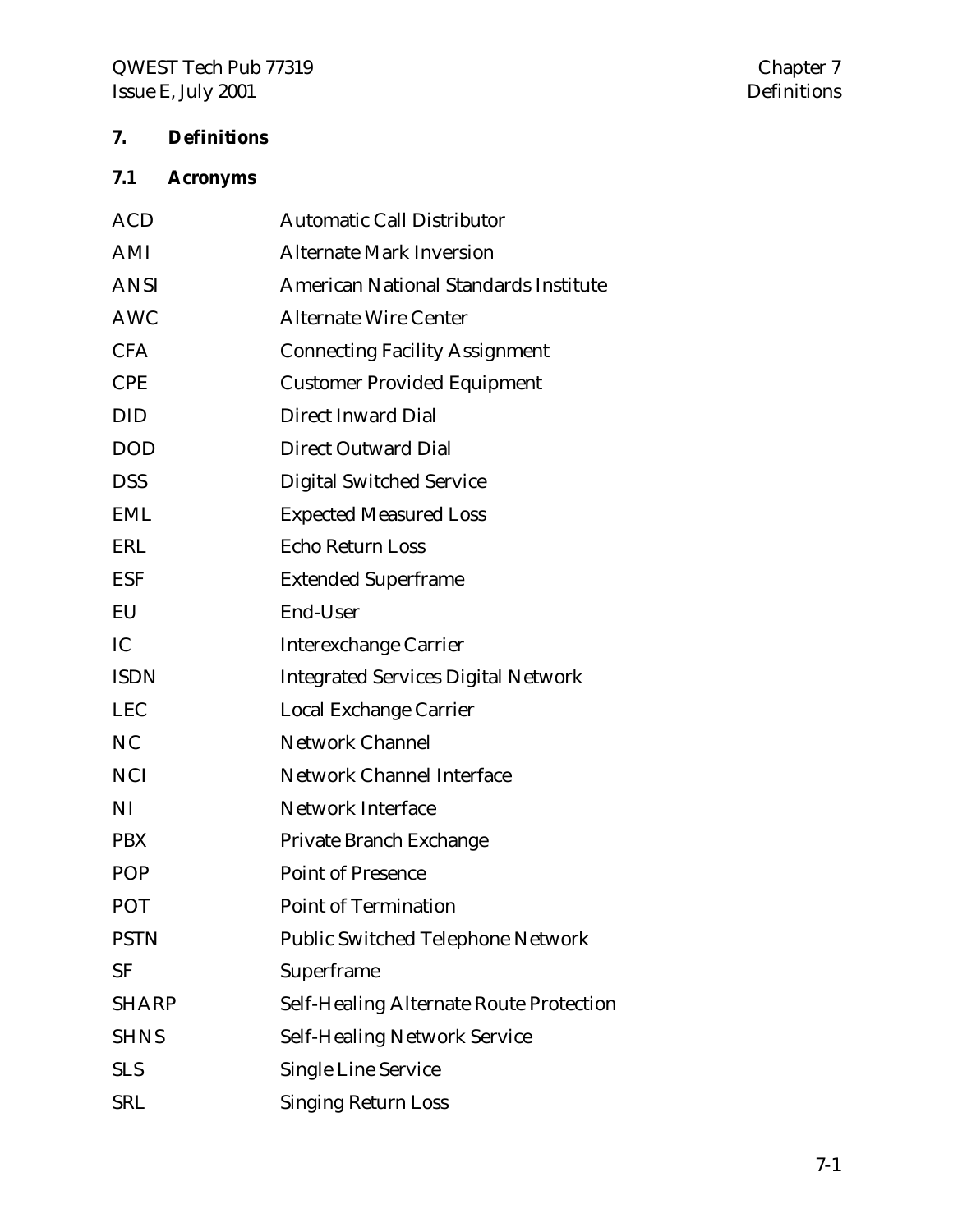# 7. Definitions

## 7.1 Acronyms

| | |
|---|---|
| ACD | Automatic Call Distributor |
| AMI | Alternate Mark Inversion |
| ANSI | American National Standards Institute |
| AWC | Alternate Wire Center |
| CFA | Connecting Facility Assignment |
| CPE | Customer Provided Equipment |
| DID | Direct Inward Dial |
| DOD | Direct Outward Dial |
| DSS | Digital Switched Service |
| EML | Expected Measured Loss |
| ERL | Echo Return Loss |
| ESF | Extended Superframe |
| EU | End-User |
| IC | Interexchange Carrier |
| ISDN | Integrated Services Digital Network |
| LEC | Local Exchange Carrier |
| NC | Network Channel |
| NCI | Network Channel Interface |
| NI | Network Interface |
| PBX | Private Branch Exchange |
| POP | Point of Presence |
| POT | Point of Termination |
| PSTN | Public Switched Telephone Network |
| SF | Superframe |
| SHARP | Self-Healing Alternate Route Protection |
| SHNS | Self-Healing Network Service |
| SLS | Single Line Service |
| SRL | Singing Return Loss |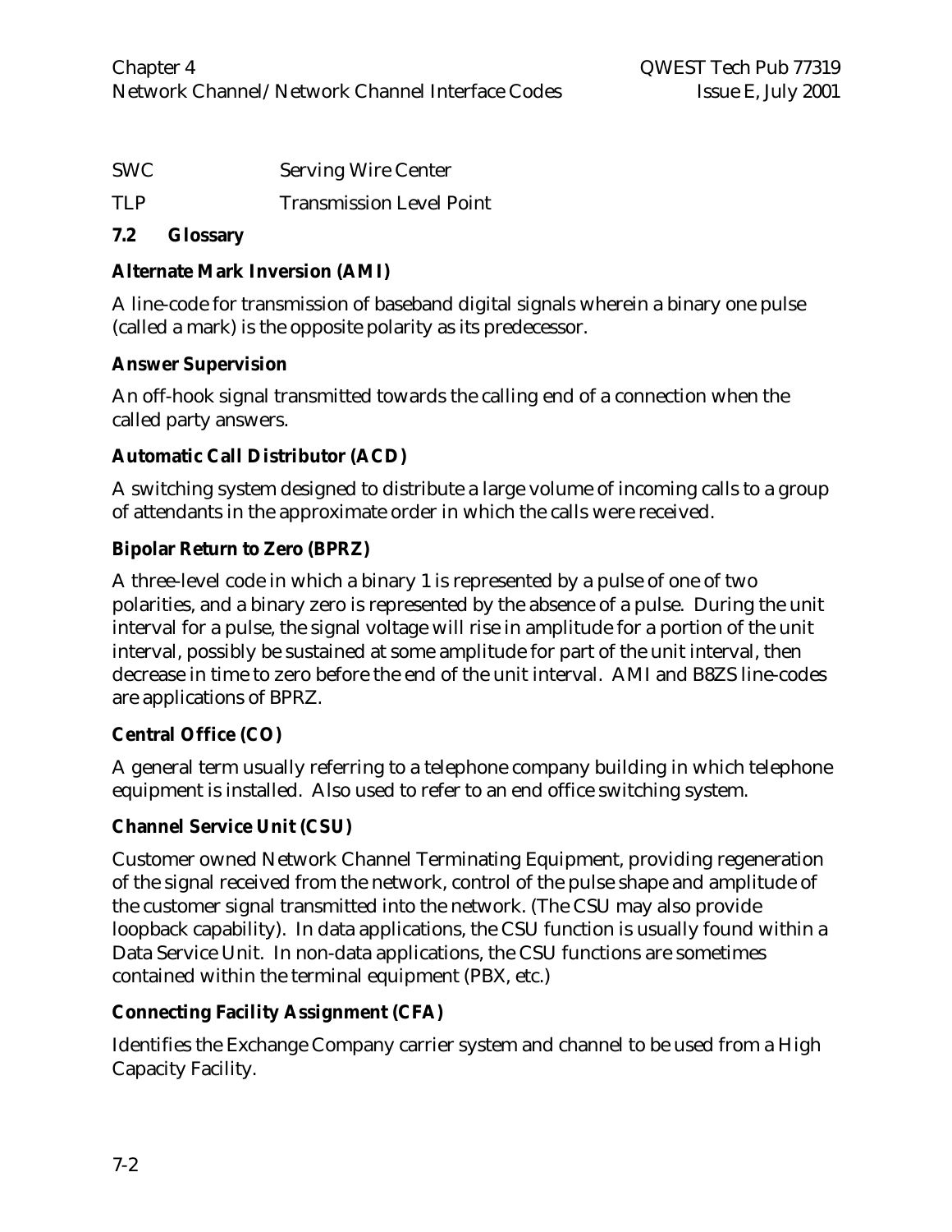| | |
|---|---|
| SWC | Serving Wire Center |
| TLP | Transmission Level Point |

## 7.2 Glossary

**Alternate Mark Inversion (AMI)**

A line-code for transmission of baseband digital signals wherein a binary one pulse (called a mark) is the opposite polarity as its predecessor.

**Answer Supervision**

An off-hook signal transmitted towards the calling end of a connection when the called party answers.

**Automatic Call Distributor (ACD)**

A switching system designed to distribute a large volume of incoming calls to a group of attendants in the approximate order in which the calls were received.

**Bipolar Return to Zero (BPRZ)**

A three-level code in which a binary 1 is represented by a pulse of one of two polarities, and a binary zero is represented by the absence of a pulse. During the unit interval for a pulse, the signal voltage will rise in amplitude for a portion of the unit interval, possibly be sustained at some amplitude for part of the unit interval, then decrease in time to zero before the end of the unit interval. AMI and B8ZS line-codes are applications of BPRZ.

**Central Office (CO)**

A general term usually referring to a telephone company building in which telephone equipment is installed. Also used to refer to an end office switching system.

**Channel Service Unit (CSU)**

Customer owned Network Channel Terminating Equipment, providing regeneration of the signal received from the network, control of the pulse shape and amplitude of the customer signal transmitted into the network. (The CSU may also provide loopback capability). In data applications, the CSU function is usually found within a Data Service Unit. In non-data applications, the CSU functions are sometimes contained within the terminal equipment (PBX, etc.)

**Connecting Facility Assignment (CFA)**

Identifies the Exchange Company carrier system and channel to be used from a High Capacity Facility.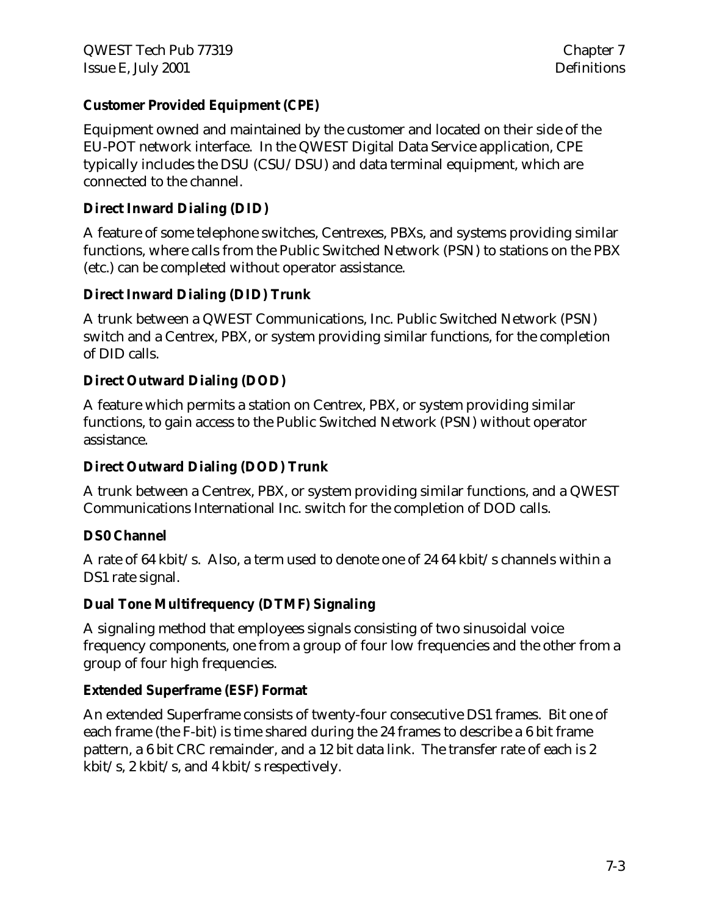**Customer Provided Equipment (CPE)**

Equipment owned and maintained by the customer and located on their side of the EU-POT network interface. In the QWEST Digital Data Service application, CPE typically includes the DSU (CSU/DSU) and data terminal equipment, which are connected to the channel.

**Direct Inward Dialing (DID)**

A feature of some telephone switches, Centrexes, PBXs, and systems providing similar functions, where calls from the Public Switched Network (PSN) to stations on the PBX (etc.) can be completed without operator assistance.

**Direct Inward Dialing (DID) Trunk**

A trunk between a QWEST Communications, Inc. Public Switched Network (PSN) switch and a Centrex, PBX, or system providing similar functions, for the completion of DID calls.

**Direct Outward Dialing (DOD)**

A feature which permits a station on Centrex, PBX, or system providing similar functions, to gain access to the Public Switched Network (PSN) without operator assistance.

**Direct Outward Dialing (DOD) Trunk**

A trunk between a Centrex, PBX, or system providing similar functions, and a QWEST Communications International Inc. switch for the completion of DOD calls.

**DS0 Channel**

A rate of 64 kbit/s. Also, a term used to denote one of 24 64 kbit/s channels within a DS1 rate signal.

**Dual Tone Multifrequency (DTMF) Signaling**

A signaling method that employees signals consisting of two sinusoidal voice frequency components, one from a group of four low frequencies and the other from a group of four high frequencies.

**Extended Superframe (ESF) Format**

An extended Superframe consists of twenty-four consecutive DS1 frames. Bit one of each frame (the F-bit) is time shared during the 24 frames to describe a 6 bit frame pattern, a 6 bit CRC remainder, and a 12 bit data link. The transfer rate of each is 2 kbit/s, 2 kbit/s, and 4 kbit/s respectively.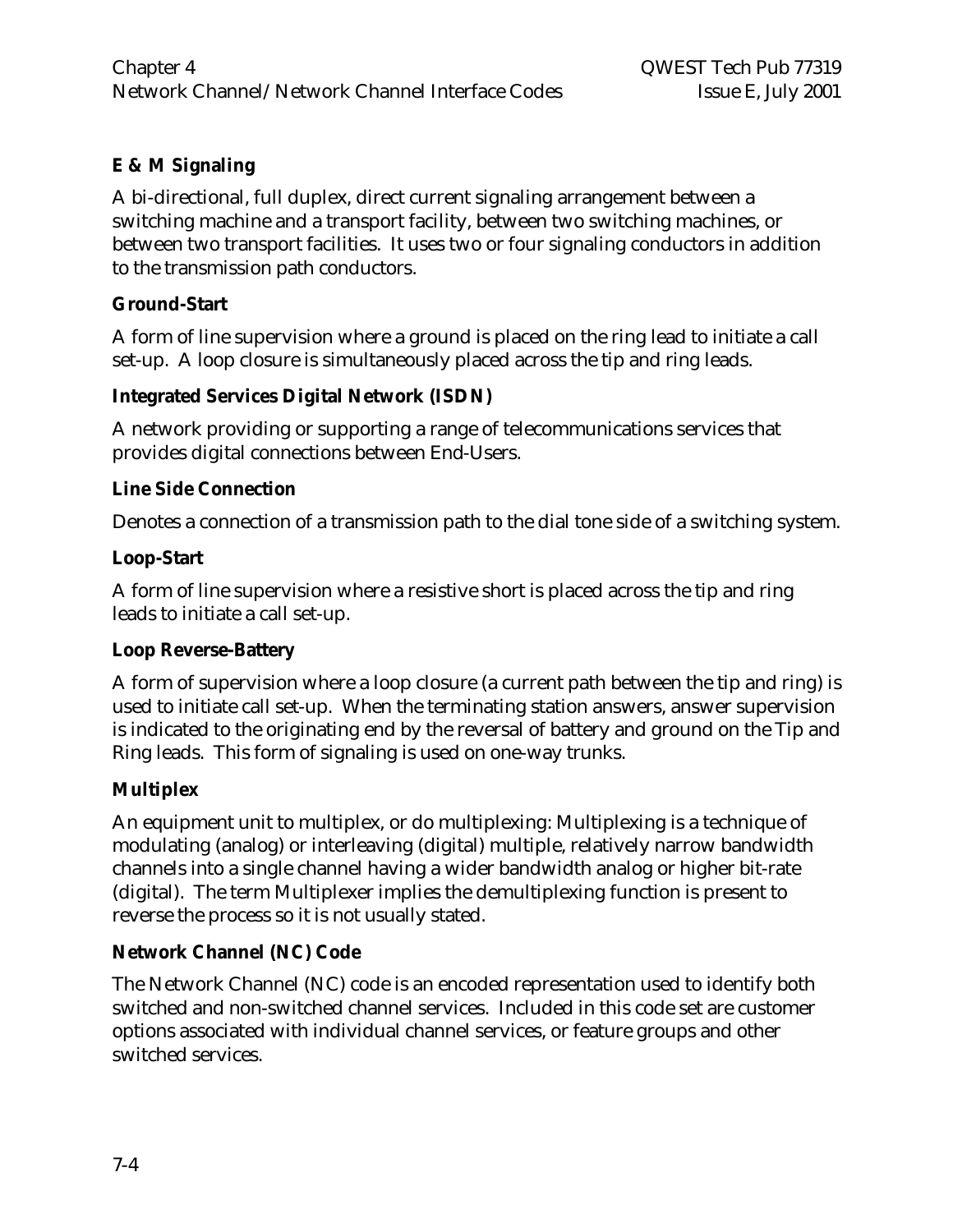**E & M Signaling**

A bi-directional, full duplex, direct current signaling arrangement between a switching machine and a transport facility, between two switching machines, or between two transport facilities. It uses two or four signaling conductors in addition to the transmission path conductors.

**Ground-Start**

A form of line supervision where a ground is placed on the ring lead to initiate a call set-up. A loop closure is simultaneously placed across the tip and ring leads.

**Integrated Services Digital Network (ISDN)**

A network providing or supporting a range of telecommunications services that provides digital connections between End-Users.

**Line Side Connection**

Denotes a connection of a transmission path to the dial tone side of a switching system.

**Loop-Start**

A form of line supervision where a resistive short is placed across the tip and ring leads to initiate a call set-up.

**Loop Reverse-Battery**

A form of supervision where a loop closure (a current path between the tip and ring) is used to initiate call set-up. When the terminating station answers, answer supervision is indicated to the originating end by the reversal of battery and ground on the Tip and Ring leads. This form of signaling is used on one-way trunks.

**Multiplex**

An equipment unit to multiplex, or do multiplexing: Multiplexing is a technique of modulating (analog) or interleaving (digital) multiple, relatively narrow bandwidth channels into a single channel having a wider bandwidth analog or higher bit-rate (digital). The term Multiplexer implies the demultiplexing function is present to reverse the process so it is not usually stated.

**Network Channel (NC) Code**

The Network Channel (NC) code is an encoded representation used to identify both switched and non-switched channel services. Included in this code set are customer options associated with individual channel services, or feature groups and other switched services.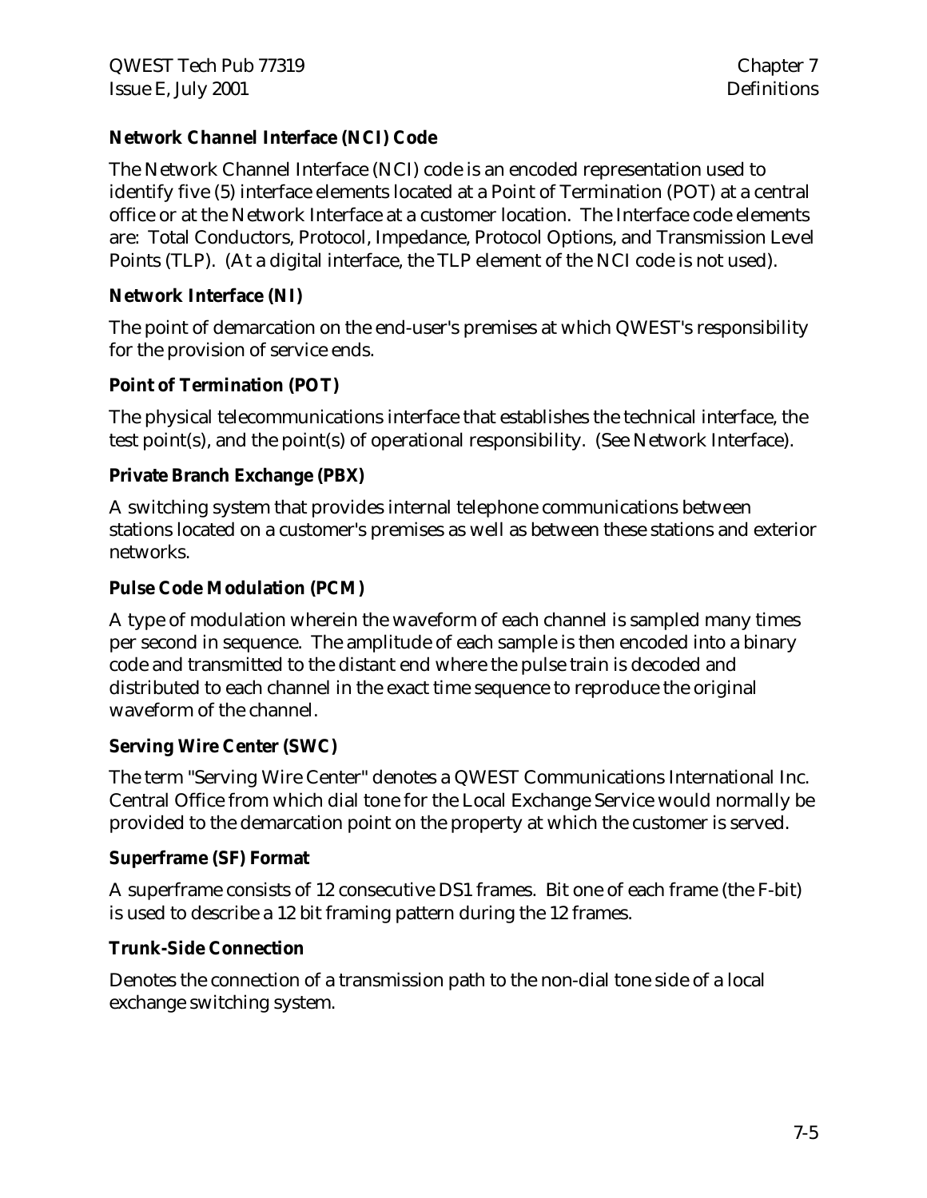**Network Channel Interface (NCI) Code**

The Network Channel Interface (NCI) code is an encoded representation used to identify five (5) interface elements located at a Point of Termination (POT) at a central office or at the Network Interface at a customer location. The Interface code elements are: Total Conductors, Protocol, Impedance, Protocol Options, and Transmission Level Points (TLP). (At a digital interface, the TLP element of the NCI code is not used).

**Network Interface (NI)**

The point of demarcation on the end-user's premises at which QWEST's responsibility for the provision of service ends.

**Point of Termination (POT)**

The physical telecommunications interface that establishes the technical interface, the test point(s), and the point(s) of operational responsibility. (See Network Interface).

**Private Branch Exchange (PBX)**

A switching system that provides internal telephone communications between stations located on a customer's premises as well as between these stations and exterior networks.

**Pulse Code Modulation (PCM)**

A type of modulation wherein the waveform of each channel is sampled many times per second in sequence. The amplitude of each sample is then encoded into a binary code and transmitted to the distant end where the pulse train is decoded and distributed to each channel in the exact time sequence to reproduce the original waveform of the channel.

**Serving Wire Center (SWC)**

The term "Serving Wire Center" denotes a QWEST Communications International Inc. Central Office from which dial tone for the Local Exchange Service would normally be provided to the demarcation point on the property at which the customer is served.

**Superframe (SF) Format**

A superframe consists of 12 consecutive DS1 frames. Bit one of each frame (the F-bit) is used to describe a 12 bit framing pattern during the 12 frames.

**Trunk-Side Connection**

Denotes the connection of a transmission path to the non-dial tone side of a local exchange switching system.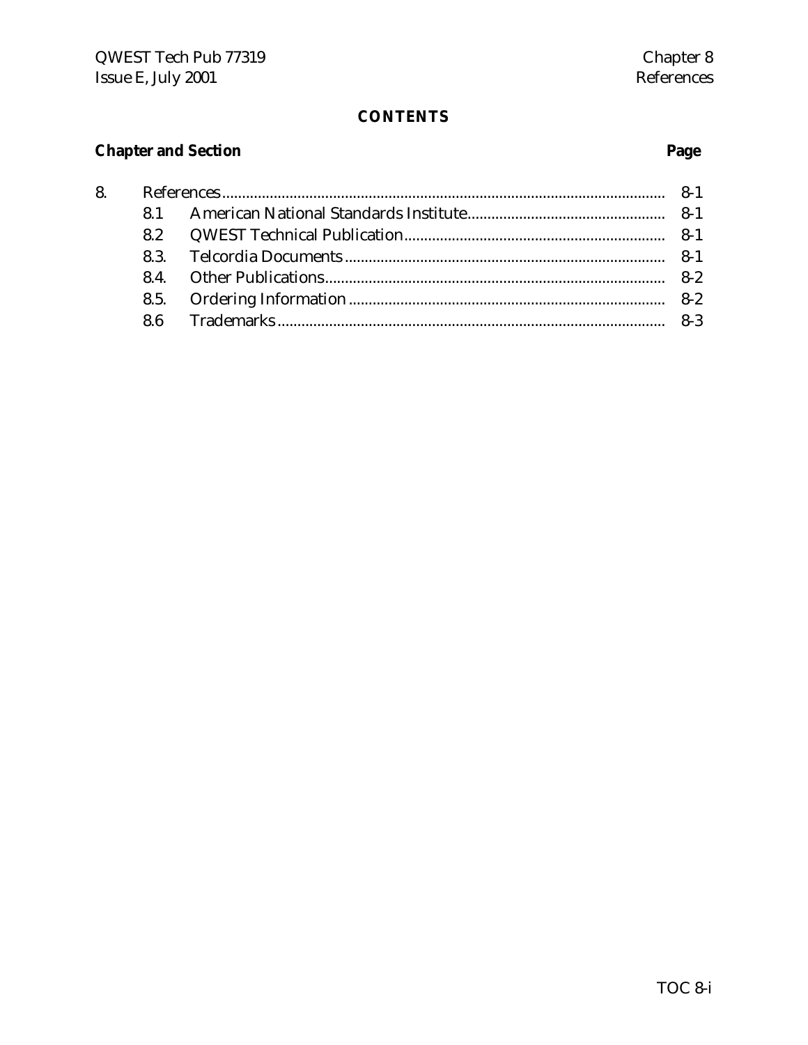## CONTENTS

| Chapter and Section | | Page |
|---|---|---|
| 8. | References | 8-1 |
| 8.1 | American National Standards Institute | 8-1 |
| 8.2 | QWEST Technical Publication | 8-1 |
| 8.3. | Telcordia Documents | 8-1 |
| 8.4. | Other Publications | 8-2 |
| 8.5. | Ordering Information | 8-2 |
| 8.6 | Trademarks | 8-3 |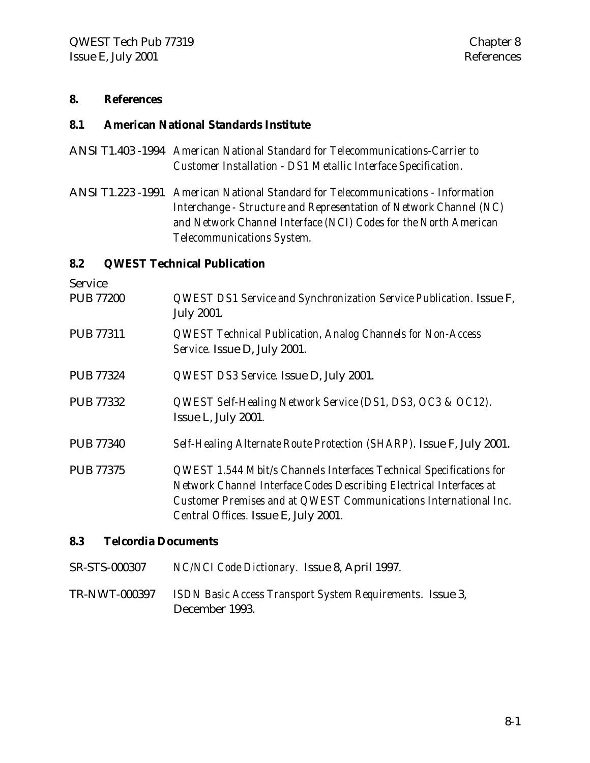# 8. References

## 8.1 American National Standards Institute

ANSI T1.403 -1994 *American National Standard for Telecommunications-Carrier to Customer Installation - DS1 Metallic Interface Specification.*

ANSI T1.223 -1991 *American National Standard for Telecommunications - Information Interchange - Structure and Representation of Network Channel (NC) and Network Channel Interface (NCI) Codes for the North American Telecommunications System.*

## 8.2 QWEST Technical Publication

Service

PUB 77200 *QWEST DS1 Service and Synchronization Service Publication.* Issue F, July 2001.

PUB 77311 *QWEST Technical Publication, Analog Channels for Non-Access Service.* Issue D, July 2001.

PUB 77324 *QWEST DS3 Service.* Issue D, July 2001.

PUB 77332 *QWEST Self-Healing Network Service (DS1, DS3, OC3 & OC12).* Issue L, July 2001.

PUB 77340 *Self-Healing Alternate Route Protection (SHARP).* Issue F, July 2001.

PUB 77375 *QWEST 1.544 Mbit/s Channels Interfaces Technical Specifications for Network Channel Interface Codes Describing Electrical Interfaces at Customer Premises and at QWEST Communications International Inc. Central Offices.* Issue E, July 2001.

## 8.3 Telcordia Documents

SR-STS-000307 *NC/NCI Code Dictionary.* Issue 8, April 1997.

TR-NWT-000397 *ISDN Basic Access Transport System Requirements.* Issue 3, December 1993.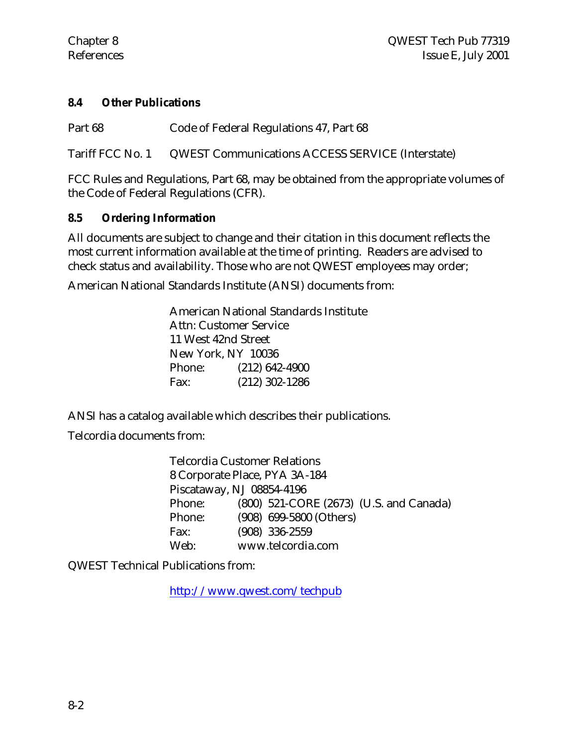### 8.4 Other Publications

| | |
|---|---|
| Part 68 | Code of Federal Regulations 47, Part 68 |
| Tariff FCC No. 1 | QWEST Communications ACCESS SERVICE (Interstate) |

FCC Rules and Regulations, Part 68, may be obtained from the appropriate volumes of the Code of Federal Regulations (CFR).

### 8.5 Ordering Information

All documents are subject to change and their citation in this document reflects the most current information available at the time of printing. Readers are advised to check status and availability. Those who are not QWEST employees may order;

American National Standards Institute (ANSI) documents from:

American National Standards Institute
Attn: Customer Service
11 West 42nd Street
New York, NY 10036
Phone: (212) 642-4900
Fax: (212) 302-1286

ANSI has a catalog available which describes their publications.

Telcordia documents from:

Telcordia Customer Relations
8 Corporate Place, PYA 3A-184
Piscataway, NJ 08854-4196
Phone: (800) 521-CORE (2673) (U.S. and Canada)
Phone: (908) 699-5800 (Others)
Fax: (908) 336-2559
Web: www.telcordia.com

QWEST Technical Publications from:

http://www.qwest.com/techpub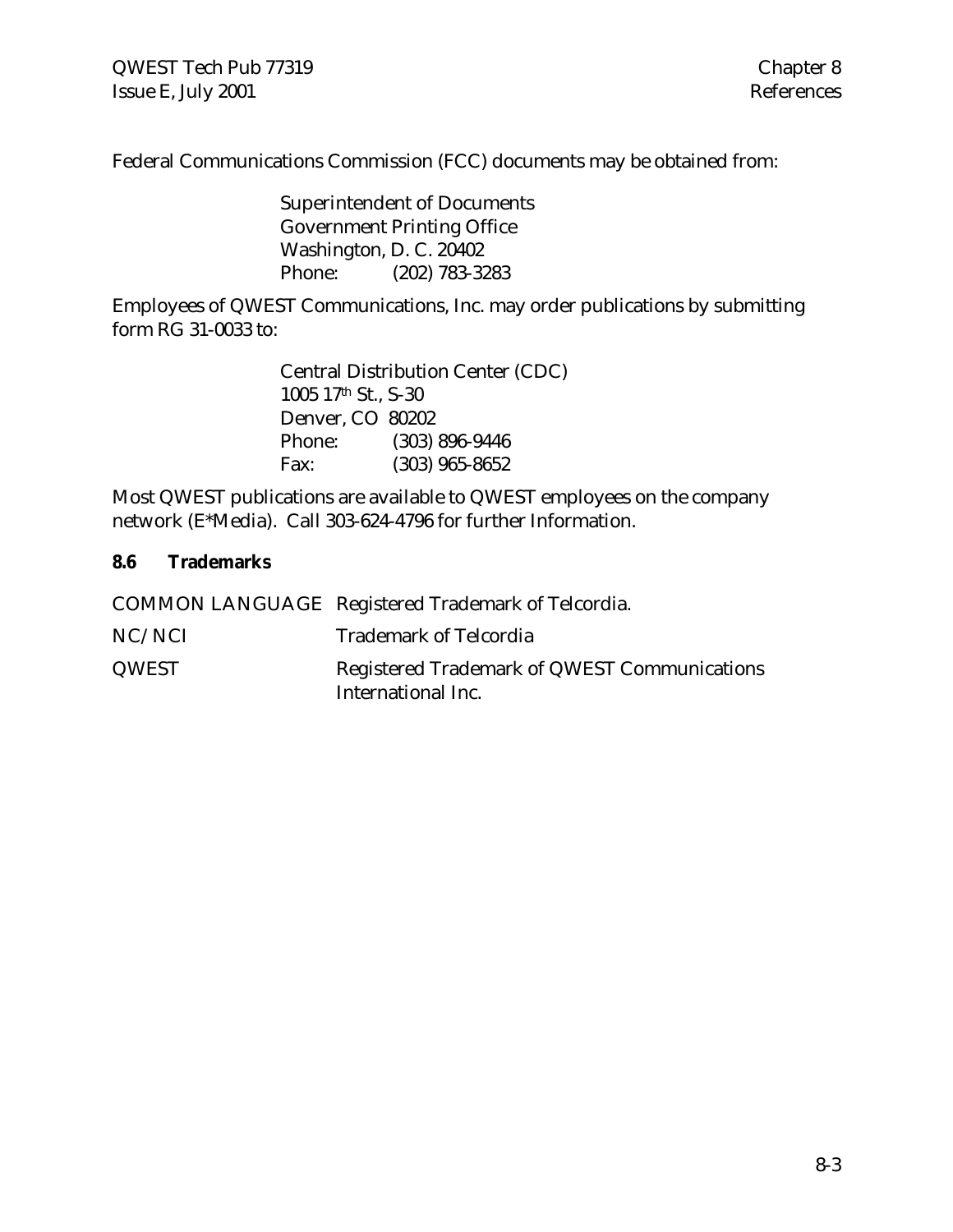Federal Communications Commission (FCC) documents may be obtained from:

Superintendent of Documents
Government Printing Office
Washington, D. C. 20402
Phone: (202) 783-3283

Employees of QWEST Communications, Inc. may order publications by submitting form RG 31-0033 to:

Central Distribution Center (CDC)
1005 17th St., S-30
Denver, CO 80202
Phone: (303) 896-9446
Fax: (303) 965-8652

Most QWEST publications are available to QWEST employees on the company network (E*Media). Call 303-624-4796 for further Information.

## 8.6 Trademarks

| | |
|---|---|
| COMMON LANGUAGE | Registered Trademark of Telcordia. |
| NC/NCI | Trademark of Telcordia |
| QWEST | Registered Trademark of QWEST Communications International Inc. |